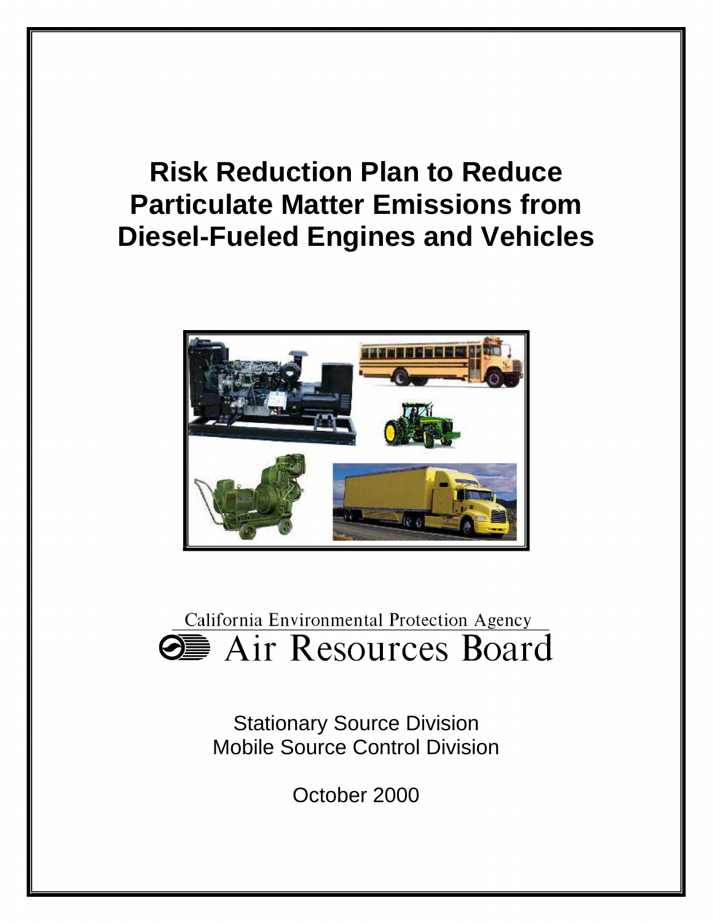# Risk Reduction Plan to Reduce Particulate Matter Emissions from Diesel-Fueled Engines and Vehicles

California Environmental Protection Agency

Air Resources Board

Stationary Source Division

Mobile Source Control Division

October 2000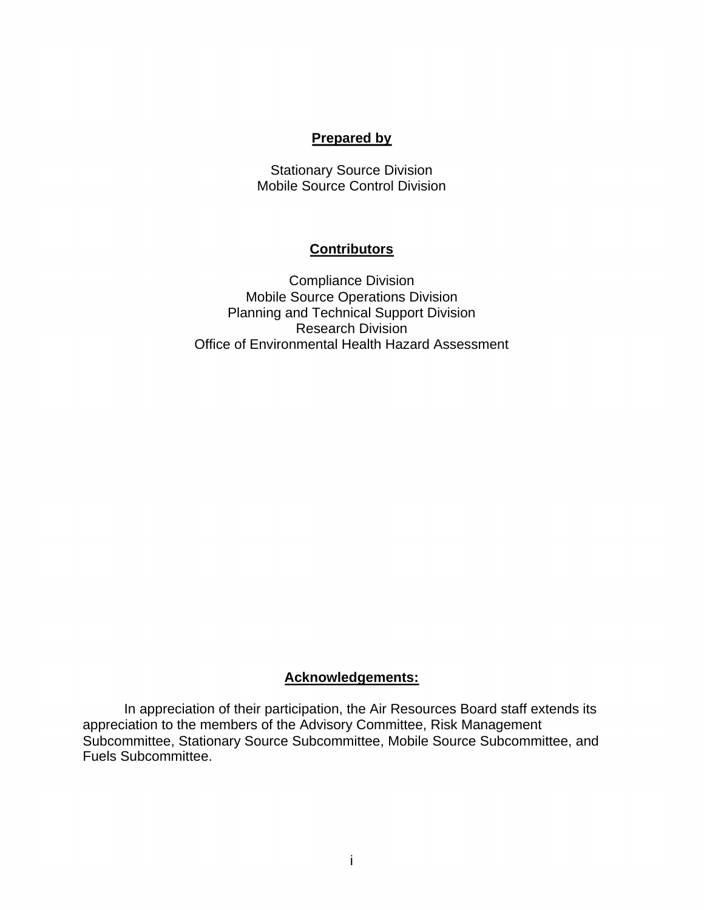**Prepared by**

Stationary Source Division
Mobile Source Control Division

**Contributors**

Compliance Division
Mobile Source Operations Division
Planning and Technical Support Division
Research Division
Office of Environmental Health Hazard Assessment

**Acknowledgements:**

In appreciation of their participation, the Air Resources Board staff extends its appreciation to the members of the Advisory Committee, Risk Management Subcommittee, Stationary Source Subcommittee, Mobile Source Subcommittee, and Fuels Subcommittee.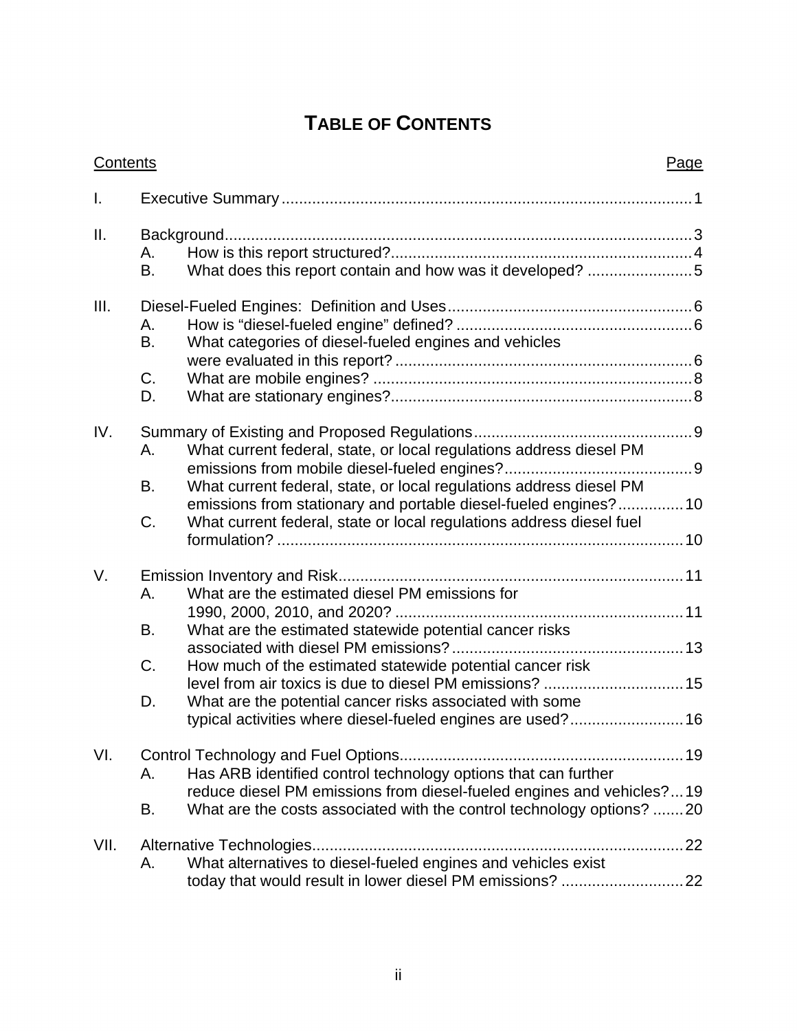# TABLE OF CONTENTS

| Contents | | | Page |
|---|---|---|---|
| I. | Executive Summary | | 1 |
| II. | Background | | 3 |
| | A. | How is this report structured? | 4 |
| | B. | What does this report contain and how was it developed? | 5 |
| III. | Diesel-Fueled Engines: Definition and Uses | | 6 |
| | A. | How is "diesel-fueled engine" defined? | 6 |
| | B. | What categories of diesel-fueled engines and vehicles were evaluated in this report? | 6 |
| | C. | What are mobile engines? | 8 |
| | D. | What are stationary engines? | 8 |
| IV. | Summary of Existing and Proposed Regulations | | 9 |
| | A. | What current federal, state, or local regulations address diesel PM emissions from mobile diesel-fueled engines? | 9 |
| | B. | What current federal, state, or local regulations address diesel PM emissions from stationary and portable diesel-fueled engines? | 10 |
| | C. | What current federal, state or local regulations address diesel fuel formulation? | 10 |
| V. | Emission Inventory and Risk | | 11 |
| | A. | What are the estimated diesel PM emissions for 1990, 2000, 2010, and 2020? | 11 |
| | B. | What are the estimated statewide potential cancer risks associated with diesel PM emissions? | 13 |
| | C. | How much of the estimated statewide potential cancer risk level from air toxics is due to diesel PM emissions? | 15 |
| | D. | What are the potential cancer risks associated with some typical activities where diesel-fueled engines are used? | 16 |
| VI. | Control Technology and Fuel Options | | 19 |
| | A. | Has ARB identified control technology options that can further reduce diesel PM emissions from diesel-fueled engines and vehicles? | 19 |
| | B. | What are the costs associated with the control technology options? | 20 |
| VII. | Alternative Technologies | | 22 |
| | A. | What alternatives to diesel-fueled engines and vehicles exist today that would result in lower diesel PM emissions? | 22 |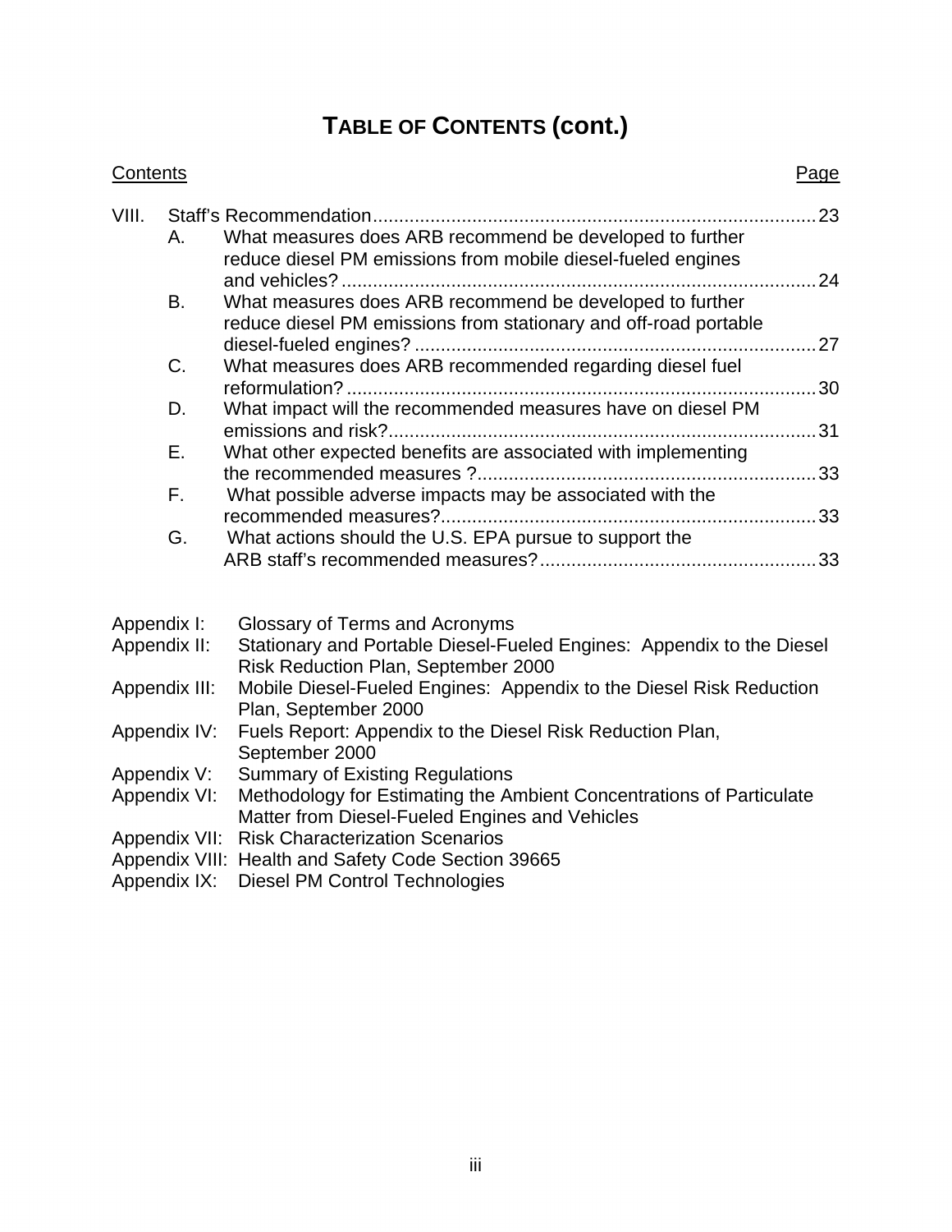# TABLE OF CONTENTS (cont.)

| Contents | Page |
| --- | --- |
| VIII. Staff's Recommendation | 23 |
| A. What measures does ARB recommend be developed to further reduce diesel PM emissions from mobile diesel-fueled engines and vehicles? | 24 |
| B. What measures does ARB recommend be developed to further reduce diesel PM emissions from stationary and off-road portable diesel-fueled engines? | 27 |
| C. What measures does ARB recommended regarding diesel fuel reformulation? | 30 |
| D. What impact will the recommended measures have on diesel PM emissions and risk? | 31 |
| E. What other expected benefits are associated with implementing the recommended measures ? | 33 |
| F. What possible adverse impacts may be associated with the recommended measures? | 33 |
| G. What actions should the U.S. EPA pursue to support the ARB staff's recommended measures? | 33 |

Appendix I: Glossary of Terms and Acronyms
Appendix II: Stationary and Portable Diesel-Fueled Engines: Appendix to the Diesel Risk Reduction Plan, September 2000
Appendix III: Mobile Diesel-Fueled Engines: Appendix to the Diesel Risk Reduction Plan, September 2000
Appendix IV: Fuels Report: Appendix to the Diesel Risk Reduction Plan, September 2000
Appendix V: Summary of Existing Regulations
Appendix VI: Methodology for Estimating the Ambient Concentrations of Particulate Matter from Diesel-Fueled Engines and Vehicles
Appendix VII: Risk Characterization Scenarios
Appendix VIII: Health and Safety Code Section 39665
Appendix IX: Diesel PM Control Technologies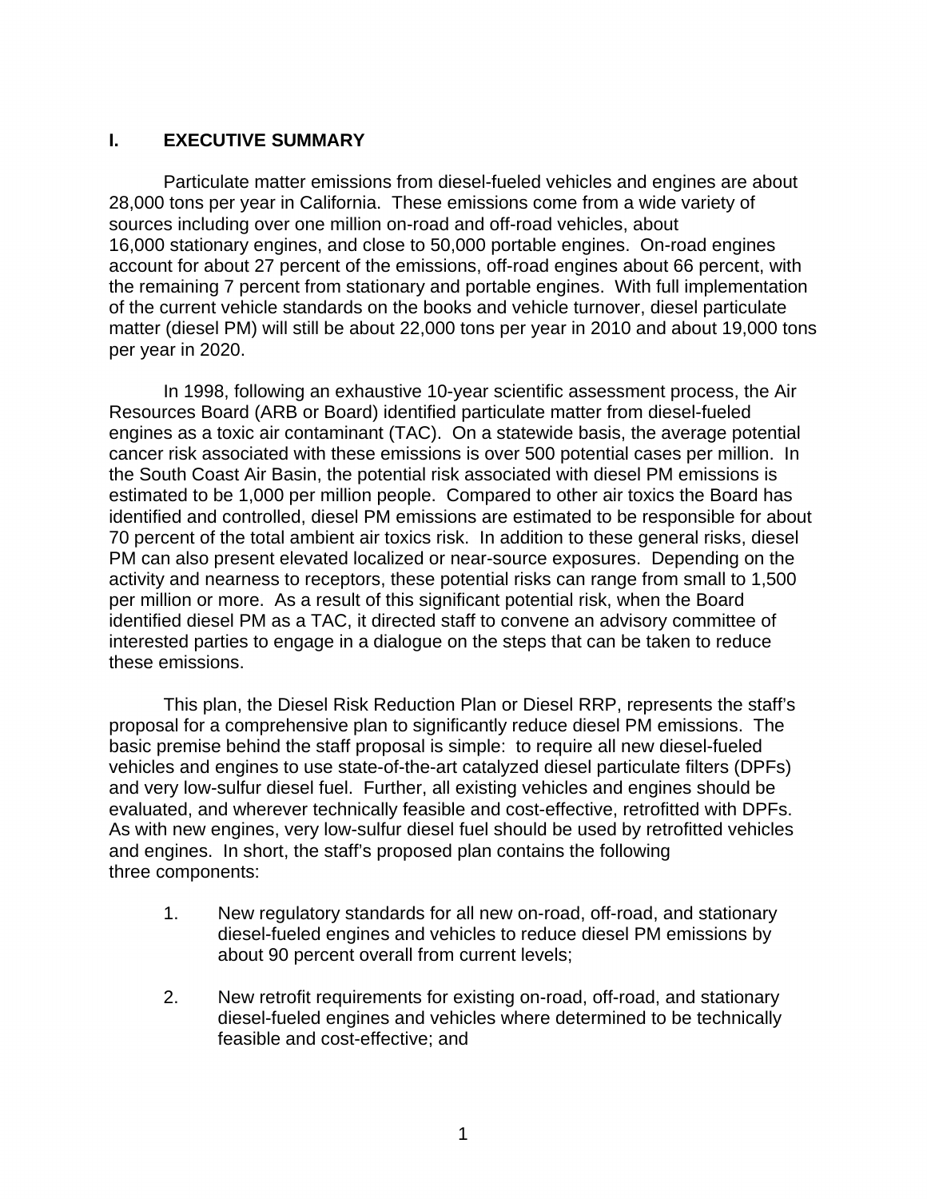# I. EXECUTIVE SUMMARY

Particulate matter emissions from diesel-fueled vehicles and engines are about 28,000 tons per year in California. These emissions come from a wide variety of sources including over one million on-road and off-road vehicles, about 16,000 stationary engines, and close to 50,000 portable engines. On-road engines account for about 27 percent of the emissions, off-road engines about 66 percent, with the remaining 7 percent from stationary and portable engines. With full implementation of the current vehicle standards on the books and vehicle turnover, diesel particulate matter (diesel PM) will still be about 22,000 tons per year in 2010 and about 19,000 tons per year in 2020.

In 1998, following an exhaustive 10-year scientific assessment process, the Air Resources Board (ARB or Board) identified particulate matter from diesel-fueled engines as a toxic air contaminant (TAC). On a statewide basis, the average potential cancer risk associated with these emissions is over 500 potential cases per million. In the South Coast Air Basin, the potential risk associated with diesel PM emissions is estimated to be 1,000 per million people. Compared to other air toxics the Board has identified and controlled, diesel PM emissions are estimated to be responsible for about 70 percent of the total ambient air toxics risk. In addition to these general risks, diesel PM can also present elevated localized or near-source exposures. Depending on the activity and nearness to receptors, these potential risks can range from small to 1,500 per million or more. As a result of this significant potential risk, when the Board identified diesel PM as a TAC, it directed staff to convene an advisory committee of interested parties to engage in a dialogue on the steps that can be taken to reduce these emissions.

This plan, the Diesel Risk Reduction Plan or Diesel RRP, represents the staff's proposal for a comprehensive plan to significantly reduce diesel PM emissions. The basic premise behind the staff proposal is simple: to require all new diesel-fueled vehicles and engines to use state-of-the-art catalyzed diesel particulate filters (DPFs) and very low-sulfur diesel fuel. Further, all existing vehicles and engines should be evaluated, and wherever technically feasible and cost-effective, retrofitted with DPFs. As with new engines, very low-sulfur diesel fuel should be used by retrofitted vehicles and engines. In short, the staff's proposed plan contains the following three components:

1. New regulatory standards for all new on-road, off-road, and stationary diesel-fueled engines and vehicles to reduce diesel PM emissions by about 90 percent overall from current levels;

2. New retrofit requirements for existing on-road, off-road, and stationary diesel-fueled engines and vehicles where determined to be technically feasible and cost-effective; and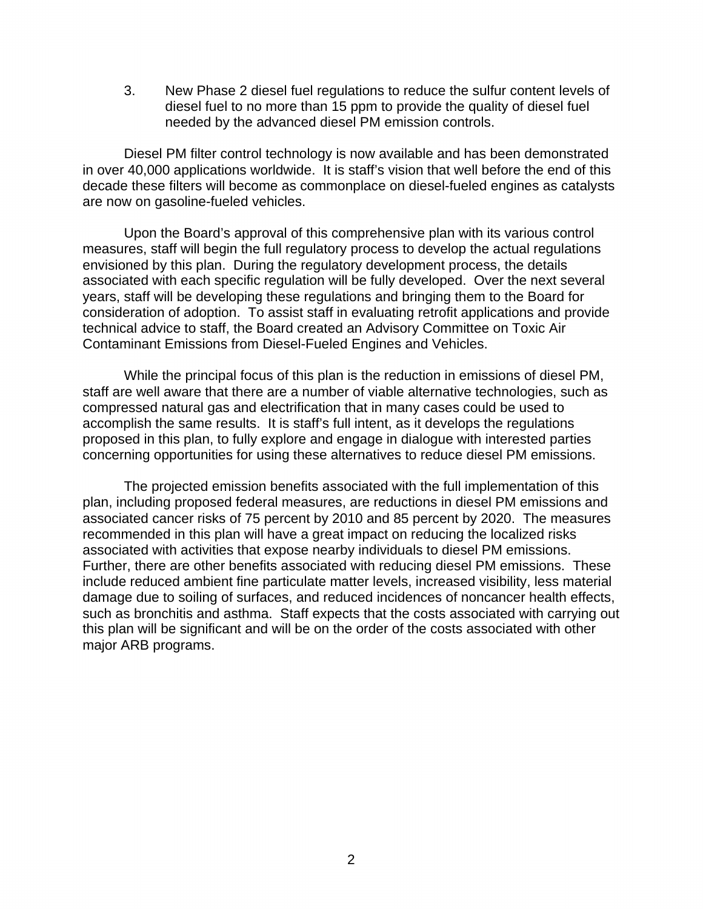3. New Phase 2 diesel fuel regulations to reduce the sulfur content levels of diesel fuel to no more than 15 ppm to provide the quality of diesel fuel needed by the advanced diesel PM emission controls.

Diesel PM filter control technology is now available and has been demonstrated in over 40,000 applications worldwide. It is staff's vision that well before the end of this decade these filters will become as commonplace on diesel-fueled engines as catalysts are now on gasoline-fueled vehicles.

Upon the Board's approval of this comprehensive plan with its various control measures, staff will begin the full regulatory process to develop the actual regulations envisioned by this plan. During the regulatory development process, the details associated with each specific regulation will be fully developed. Over the next several years, staff will be developing these regulations and bringing them to the Board for consideration of adoption. To assist staff in evaluating retrofit applications and provide technical advice to staff, the Board created an Advisory Committee on Toxic Air Contaminant Emissions from Diesel-Fueled Engines and Vehicles.

While the principal focus of this plan is the reduction in emissions of diesel PM, staff are well aware that there are a number of viable alternative technologies, such as compressed natural gas and electrification that in many cases could be used to accomplish the same results. It is staff's full intent, as it develops the regulations proposed in this plan, to fully explore and engage in dialogue with interested parties concerning opportunities for using these alternatives to reduce diesel PM emissions.

The projected emission benefits associated with the full implementation of this plan, including proposed federal measures, are reductions in diesel PM emissions and associated cancer risks of 75 percent by 2010 and 85 percent by 2020. The measures recommended in this plan will have a great impact on reducing the localized risks associated with activities that expose nearby individuals to diesel PM emissions. Further, there are other benefits associated with reducing diesel PM emissions. These include reduced ambient fine particulate matter levels, increased visibility, less material damage due to soiling of surfaces, and reduced incidences of noncancer health effects, such as bronchitis and asthma. Staff expects that the costs associated with carrying out this plan will be significant and will be on the order of the costs associated with other major ARB programs.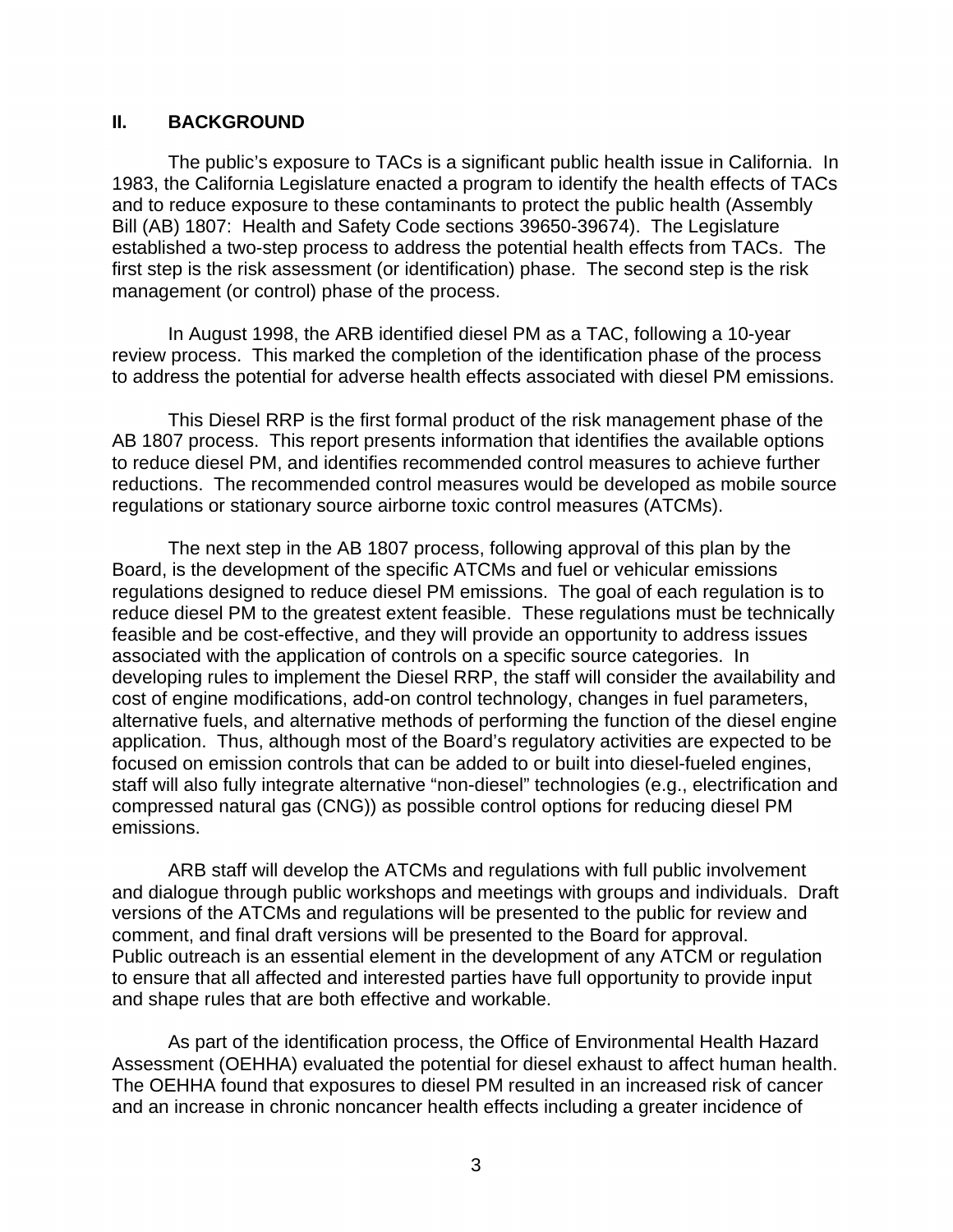## II. BACKGROUND

The public's exposure to TACs is a significant public health issue in California. In 1983, the California Legislature enacted a program to identify the health effects of TACs and to reduce exposure to these contaminants to protect the public health (Assembly Bill (AB) 1807: Health and Safety Code sections 39650-39674). The Legislature established a two-step process to address the potential health effects from TACs. The first step is the risk assessment (or identification) phase. The second step is the risk management (or control) phase of the process.

In August 1998, the ARB identified diesel PM as a TAC, following a 10-year review process. This marked the completion of the identification phase of the process to address the potential for adverse health effects associated with diesel PM emissions.

This Diesel RRP is the first formal product of the risk management phase of the AB 1807 process. This report presents information that identifies the available options to reduce diesel PM, and identifies recommended control measures to achieve further reductions. The recommended control measures would be developed as mobile source regulations or stationary source airborne toxic control measures (ATCMs).

The next step in the AB 1807 process, following approval of this plan by the Board, is the development of the specific ATCMs and fuel or vehicular emissions regulations designed to reduce diesel PM emissions. The goal of each regulation is to reduce diesel PM to the greatest extent feasible. These regulations must be technically feasible and be cost-effective, and they will provide an opportunity to address issues associated with the application of controls on a specific source categories. In developing rules to implement the Diesel RRP, the staff will consider the availability and cost of engine modifications, add-on control technology, changes in fuel parameters, alternative fuels, and alternative methods of performing the function of the diesel engine application. Thus, although most of the Board's regulatory activities are expected to be focused on emission controls that can be added to or built into diesel-fueled engines, staff will also fully integrate alternative "non-diesel" technologies (e.g., electrification and compressed natural gas (CNG)) as possible control options for reducing diesel PM emissions.

ARB staff will develop the ATCMs and regulations with full public involvement and dialogue through public workshops and meetings with groups and individuals. Draft versions of the ATCMs and regulations will be presented to the public for review and comment, and final draft versions will be presented to the Board for approval. Public outreach is an essential element in the development of any ATCM or regulation to ensure that all affected and interested parties have full opportunity to provide input and shape rules that are both effective and workable.

As part of the identification process, the Office of Environmental Health Hazard Assessment (OEHHA) evaluated the potential for diesel exhaust to affect human health. The OEHHA found that exposures to diesel PM resulted in an increased risk of cancer and an increase in chronic noncancer health effects including a greater incidence of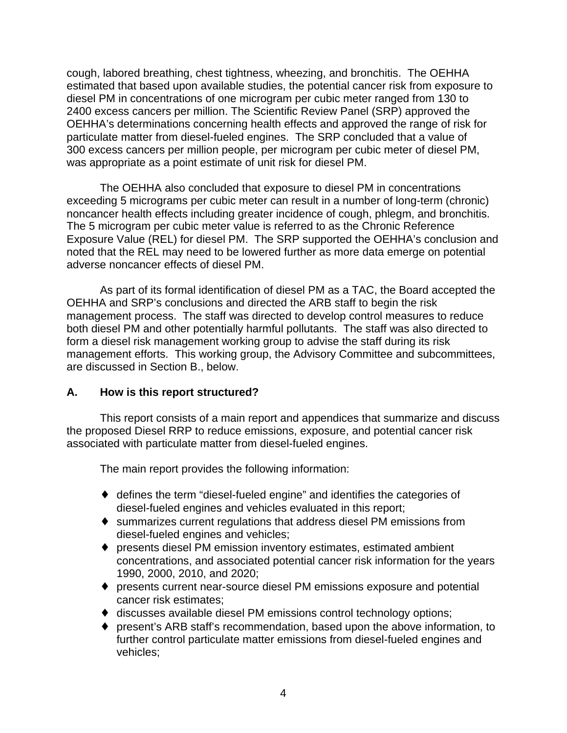cough, labored breathing, chest tightness, wheezing, and bronchitis. The OEHHA estimated that based upon available studies, the potential cancer risk from exposure to diesel PM in concentrations of one microgram per cubic meter ranged from 130 to 2400 excess cancers per million. The Scientific Review Panel (SRP) approved the OEHHA's determinations concerning health effects and approved the range of risk for particulate matter from diesel-fueled engines. The SRP concluded that a value of 300 excess cancers per million people, per microgram per cubic meter of diesel PM, was appropriate as a point estimate of unit risk for diesel PM.

The OEHHA also concluded that exposure to diesel PM in concentrations exceeding 5 micrograms per cubic meter can result in a number of long-term (chronic) noncancer health effects including greater incidence of cough, phlegm, and bronchitis. The 5 microgram per cubic meter value is referred to as the Chronic Reference Exposure Value (REL) for diesel PM. The SRP supported the OEHHA's conclusion and noted that the REL may need to be lowered further as more data emerge on potential adverse noncancer effects of diesel PM.

As part of its formal identification of diesel PM as a TAC, the Board accepted the OEHHA and SRP's conclusions and directed the ARB staff to begin the risk management process. The staff was directed to develop control measures to reduce both diesel PM and other potentially harmful pollutants. The staff was also directed to form a diesel risk management working group to advise the staff during its risk management efforts. This working group, the Advisory Committee and subcommittees, are discussed in Section B., below.

## A. How is this report structured?

This report consists of a main report and appendices that summarize and discuss the proposed Diesel RRP to reduce emissions, exposure, and potential cancer risk associated with particulate matter from diesel-fueled engines.

The main report provides the following information:

- defines the term "diesel-fueled engine" and identifies the categories of diesel-fueled engines and vehicles evaluated in this report;
- summarizes current regulations that address diesel PM emissions from diesel-fueled engines and vehicles;
- presents diesel PM emission inventory estimates, estimated ambient concentrations, and associated potential cancer risk information for the years 1990, 2000, 2010, and 2020;
- presents current near-source diesel PM emissions exposure and potential cancer risk estimates;
- discusses available diesel PM emissions control technology options;
- present's ARB staff's recommendation, based upon the above information, to further control particulate matter emissions from diesel-fueled engines and vehicles;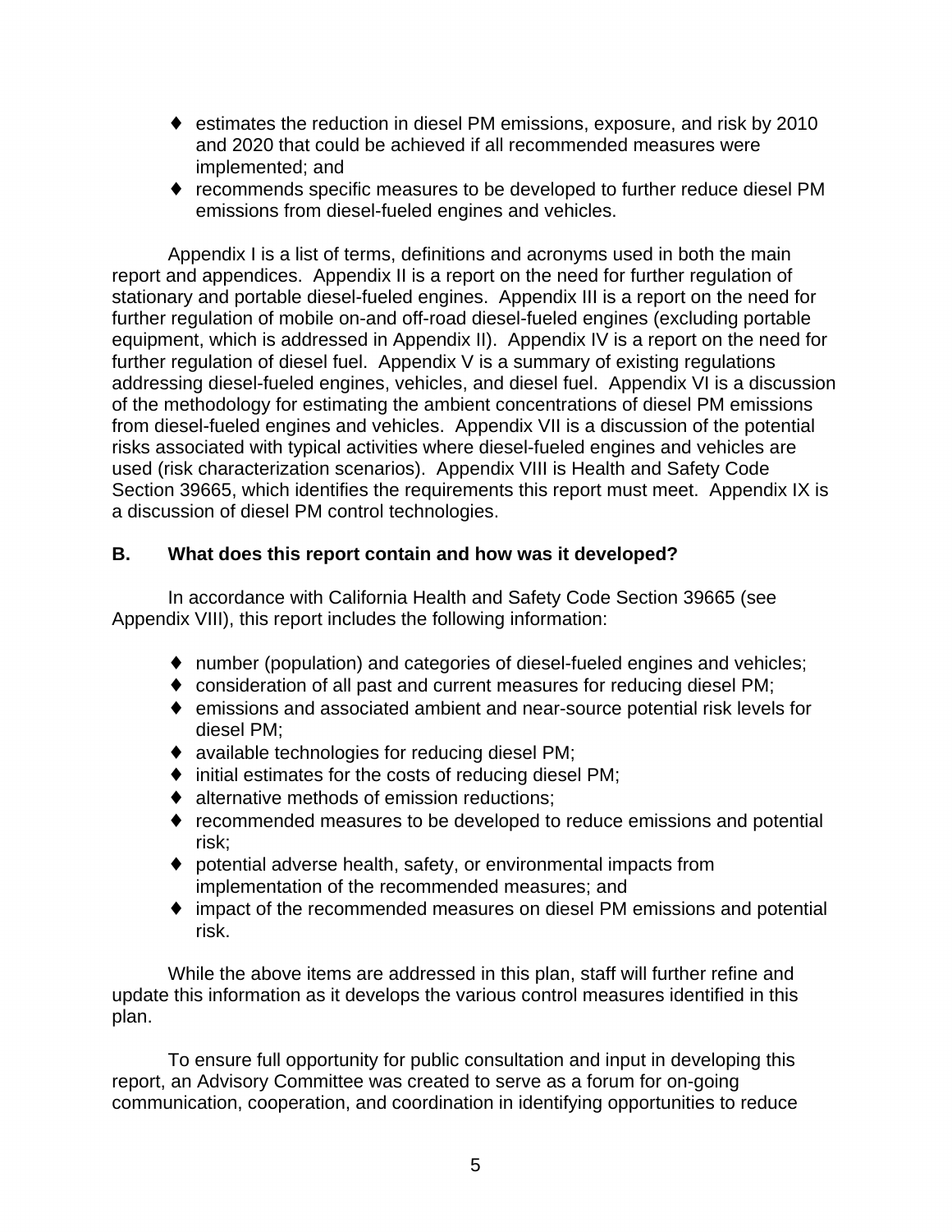- estimates the reduction in diesel PM emissions, exposure, and risk by 2010 and 2020 that could be achieved if all recommended measures were implemented; and
- recommends specific measures to be developed to further reduce diesel PM emissions from diesel-fueled engines and vehicles.

Appendix I is a list of terms, definitions and acronyms used in both the main report and appendices. Appendix II is a report on the need for further regulation of stationary and portable diesel-fueled engines. Appendix III is a report on the need for further regulation of mobile on-and off-road diesel-fueled engines (excluding portable equipment, which is addressed in Appendix II). Appendix IV is a report on the need for further regulation of diesel fuel. Appendix V is a summary of existing regulations addressing diesel-fueled engines, vehicles, and diesel fuel. Appendix VI is a discussion of the methodology for estimating the ambient concentrations of diesel PM emissions from diesel-fueled engines and vehicles. Appendix VII is a discussion of the potential risks associated with typical activities where diesel-fueled engines and vehicles are used (risk characterization scenarios). Appendix VIII is Health and Safety Code Section 39665, which identifies the requirements this report must meet. Appendix IX is a discussion of diesel PM control technologies.

## B. What does this report contain and how was it developed?

In accordance with California Health and Safety Code Section 39665 (see Appendix VIII), this report includes the following information:

- number (population) and categories of diesel-fueled engines and vehicles;
- consideration of all past and current measures for reducing diesel PM;
- emissions and associated ambient and near-source potential risk levels for diesel PM;
- available technologies for reducing diesel PM;
- initial estimates for the costs of reducing diesel PM;
- alternative methods of emission reductions;
- recommended measures to be developed to reduce emissions and potential risk;
- potential adverse health, safety, or environmental impacts from implementation of the recommended measures; and
- impact of the recommended measures on diesel PM emissions and potential risk.

While the above items are addressed in this plan, staff will further refine and update this information as it develops the various control measures identified in this plan.

To ensure full opportunity for public consultation and input in developing this report, an Advisory Committee was created to serve as a forum for on-going communication, cooperation, and coordination in identifying opportunities to reduce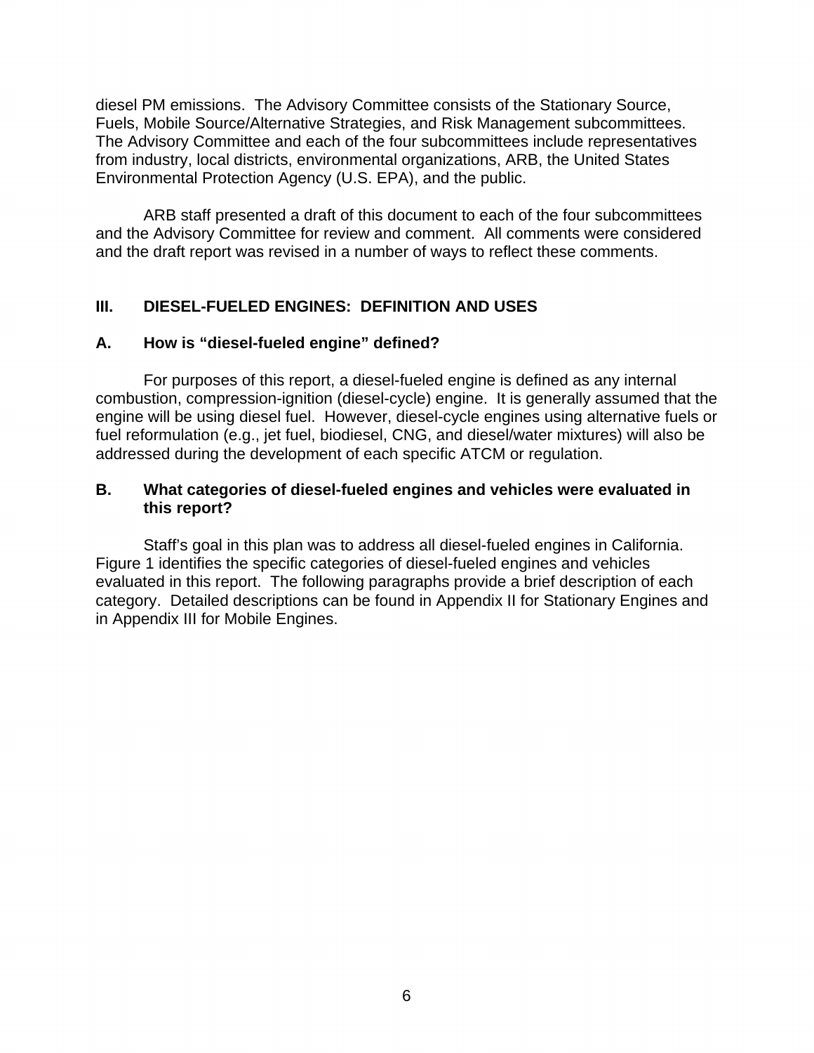diesel PM emissions. The Advisory Committee consists of the Stationary Source, Fuels, Mobile Source/Alternative Strategies, and Risk Management subcommittees. The Advisory Committee and each of the four subcommittees include representatives from industry, local districts, environmental organizations, ARB, the United States Environmental Protection Agency (U.S. EPA), and the public.

ARB staff presented a draft of this document to each of the four subcommittees and the Advisory Committee for review and comment. All comments were considered and the draft report was revised in a number of ways to reflect these comments.

## III. DIESEL-FUELED ENGINES: DEFINITION AND USES

### A. How is "diesel-fueled engine" defined?

For purposes of this report, a diesel-fueled engine is defined as any internal combustion, compression-ignition (diesel-cycle) engine. It is generally assumed that the engine will be using diesel fuel. However, diesel-cycle engines using alternative fuels or fuel reformulation (e.g., jet fuel, biodiesel, CNG, and diesel/water mixtures) will also be addressed during the development of each specific ATCM or regulation.

### B. What categories of diesel-fueled engines and vehicles were evaluated in this report?

Staff's goal in this plan was to address all diesel-fueled engines in California. Figure 1 identifies the specific categories of diesel-fueled engines and vehicles evaluated in this report. The following paragraphs provide a brief description of each category. Detailed descriptions can be found in Appendix II for Stationary Engines and in Appendix III for Mobile Engines.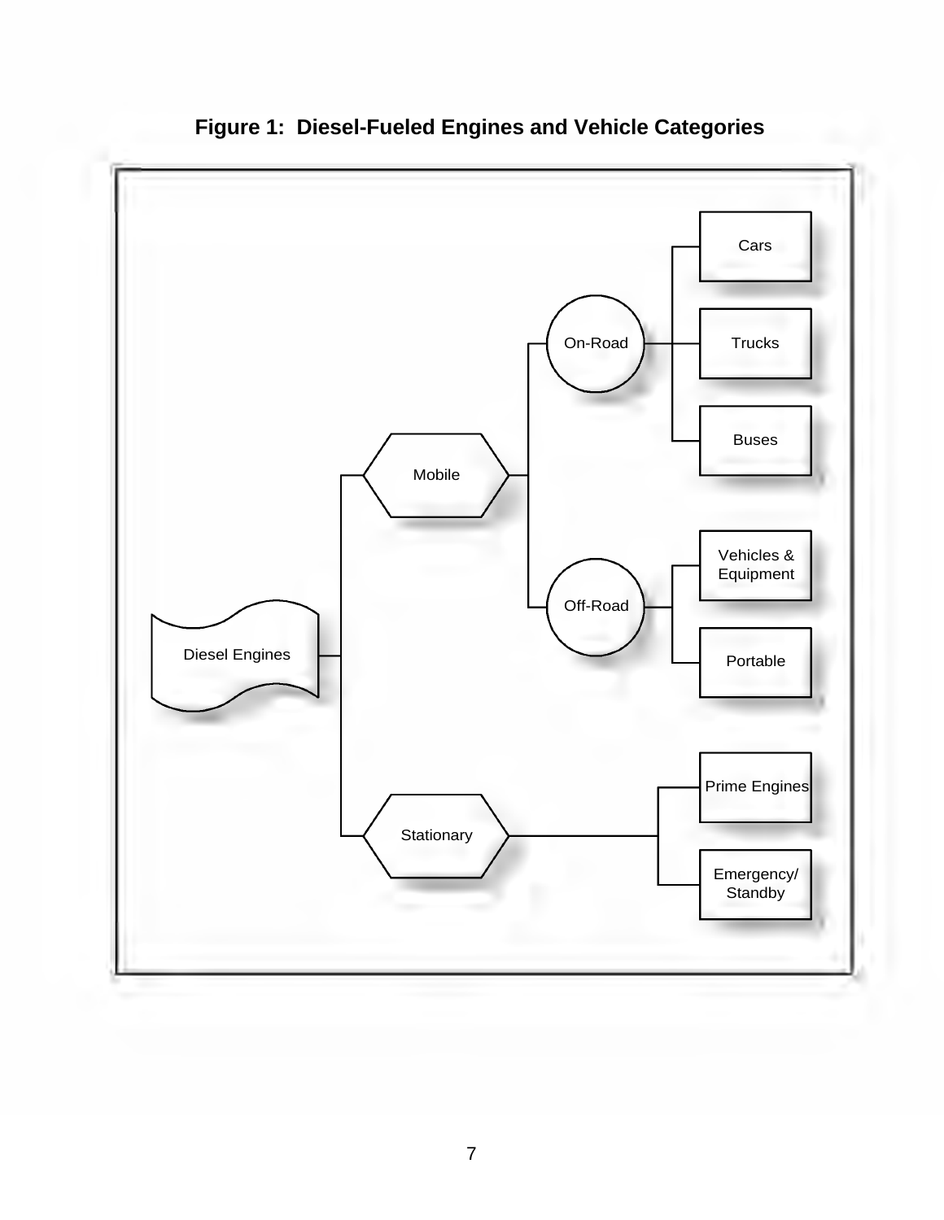**Figure 1: Diesel-Fueled Engines and Vehicle Categories**

- Diesel Engines
  - Mobile
    - On-Road
      - Cars
      - Trucks
      - Buses
    - Off-Road
      - Vehicles & Equipment
      - Portable
  - Stationary
    - Prime Engines
    - Emergency/ Standby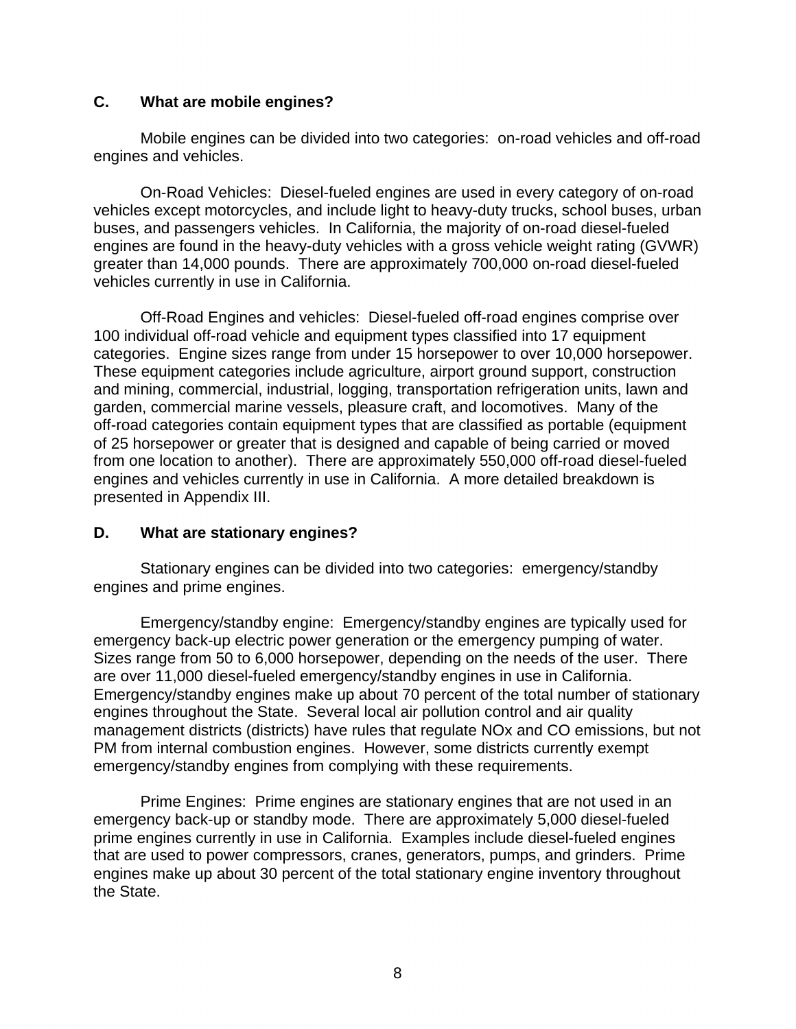## C. What are mobile engines?

Mobile engines can be divided into two categories: on-road vehicles and off-road engines and vehicles.

On-Road Vehicles: Diesel-fueled engines are used in every category of on-road vehicles except motorcycles, and include light to heavy-duty trucks, school buses, urban buses, and passengers vehicles. In California, the majority of on-road diesel-fueled engines are found in the heavy-duty vehicles with a gross vehicle weight rating (GVWR) greater than 14,000 pounds. There are approximately 700,000 on-road diesel-fueled vehicles currently in use in California.

Off-Road Engines and vehicles: Diesel-fueled off-road engines comprise over 100 individual off-road vehicle and equipment types classified into 17 equipment categories. Engine sizes range from under 15 horsepower to over 10,000 horsepower. These equipment categories include agriculture, airport ground support, construction and mining, commercial, industrial, logging, transportation refrigeration units, lawn and garden, commercial marine vessels, pleasure craft, and locomotives. Many of the off-road categories contain equipment types that are classified as portable (equipment of 25 horsepower or greater that is designed and capable of being carried or moved from one location to another). There are approximately 550,000 off-road diesel-fueled engines and vehicles currently in use in California. A more detailed breakdown is presented in Appendix III.

## D. What are stationary engines?

Stationary engines can be divided into two categories: emergency/standby engines and prime engines.

Emergency/standby engine: Emergency/standby engines are typically used for emergency back-up electric power generation or the emergency pumping of water. Sizes range from 50 to 6,000 horsepower, depending on the needs of the user. There are over 11,000 diesel-fueled emergency/standby engines in use in California. Emergency/standby engines make up about 70 percent of the total number of stationary engines throughout the State. Several local air pollution control and air quality management districts (districts) have rules that regulate NOx and CO emissions, but not PM from internal combustion engines. However, some districts currently exempt emergency/standby engines from complying with these requirements.

Prime Engines: Prime engines are stationary engines that are not used in an emergency back-up or standby mode. There are approximately 5,000 diesel-fueled prime engines currently in use in California. Examples include diesel-fueled engines that are used to power compressors, cranes, generators, pumps, and grinders. Prime engines make up about 30 percent of the total stationary engine inventory throughout the State.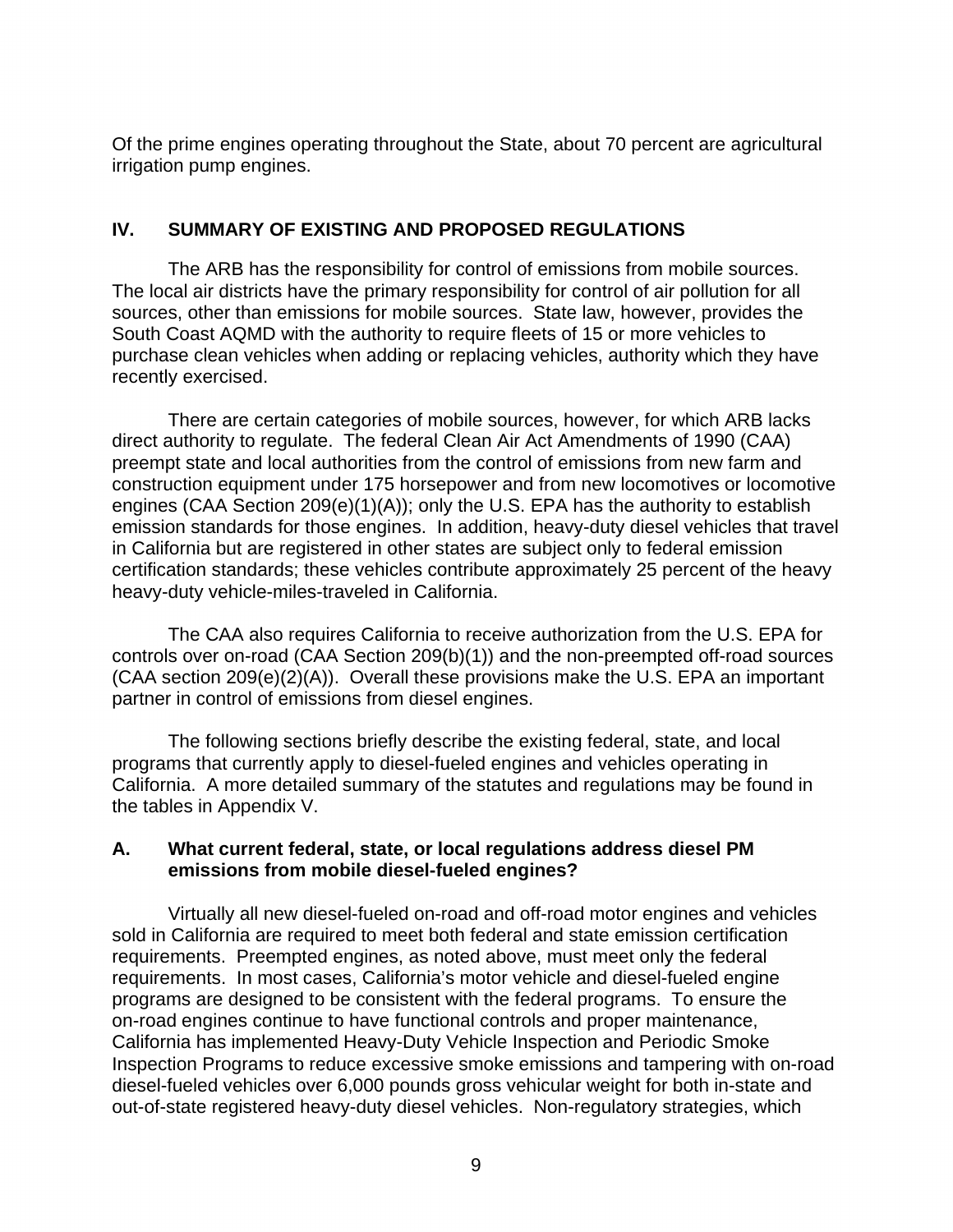Of the prime engines operating throughout the State, about 70 percent are agricultural irrigation pump engines.

## IV. SUMMARY OF EXISTING AND PROPOSED REGULATIONS

The ARB has the responsibility for control of emissions from mobile sources. The local air districts have the primary responsibility for control of air pollution for all sources, other than emissions for mobile sources. State law, however, provides the South Coast AQMD with the authority to require fleets of 15 or more vehicles to purchase clean vehicles when adding or replacing vehicles, authority which they have recently exercised.

There are certain categories of mobile sources, however, for which ARB lacks direct authority to regulate. The federal Clean Air Act Amendments of 1990 (CAA) preempt state and local authorities from the control of emissions from new farm and construction equipment under 175 horsepower and from new locomotives or locomotive engines (CAA Section 209(e)(1)(A)); only the U.S. EPA has the authority to establish emission standards for those engines. In addition, heavy-duty diesel vehicles that travel in California but are registered in other states are subject only to federal emission certification standards; these vehicles contribute approximately 25 percent of the heavy heavy-duty vehicle-miles-traveled in California.

The CAA also requires California to receive authorization from the U.S. EPA for controls over on-road (CAA Section 209(b)(1)) and the non-preempted off-road sources (CAA section 209(e)(2)(A)). Overall these provisions make the U.S. EPA an important partner in control of emissions from diesel engines.

The following sections briefly describe the existing federal, state, and local programs that currently apply to diesel-fueled engines and vehicles operating in California. A more detailed summary of the statutes and regulations may be found in the tables in Appendix V.

### A. What current federal, state, or local regulations address diesel PM emissions from mobile diesel-fueled engines?

Virtually all new diesel-fueled on-road and off-road motor engines and vehicles sold in California are required to meet both federal and state emission certification requirements. Preempted engines, as noted above, must meet only the federal requirements. In most cases, California's motor vehicle and diesel-fueled engine programs are designed to be consistent with the federal programs. To ensure the on-road engines continue to have functional controls and proper maintenance, California has implemented Heavy-Duty Vehicle Inspection and Periodic Smoke Inspection Programs to reduce excessive smoke emissions and tampering with on-road diesel-fueled vehicles over 6,000 pounds gross vehicular weight for both in-state and out-of-state registered heavy-duty diesel vehicles. Non-regulatory strategies, which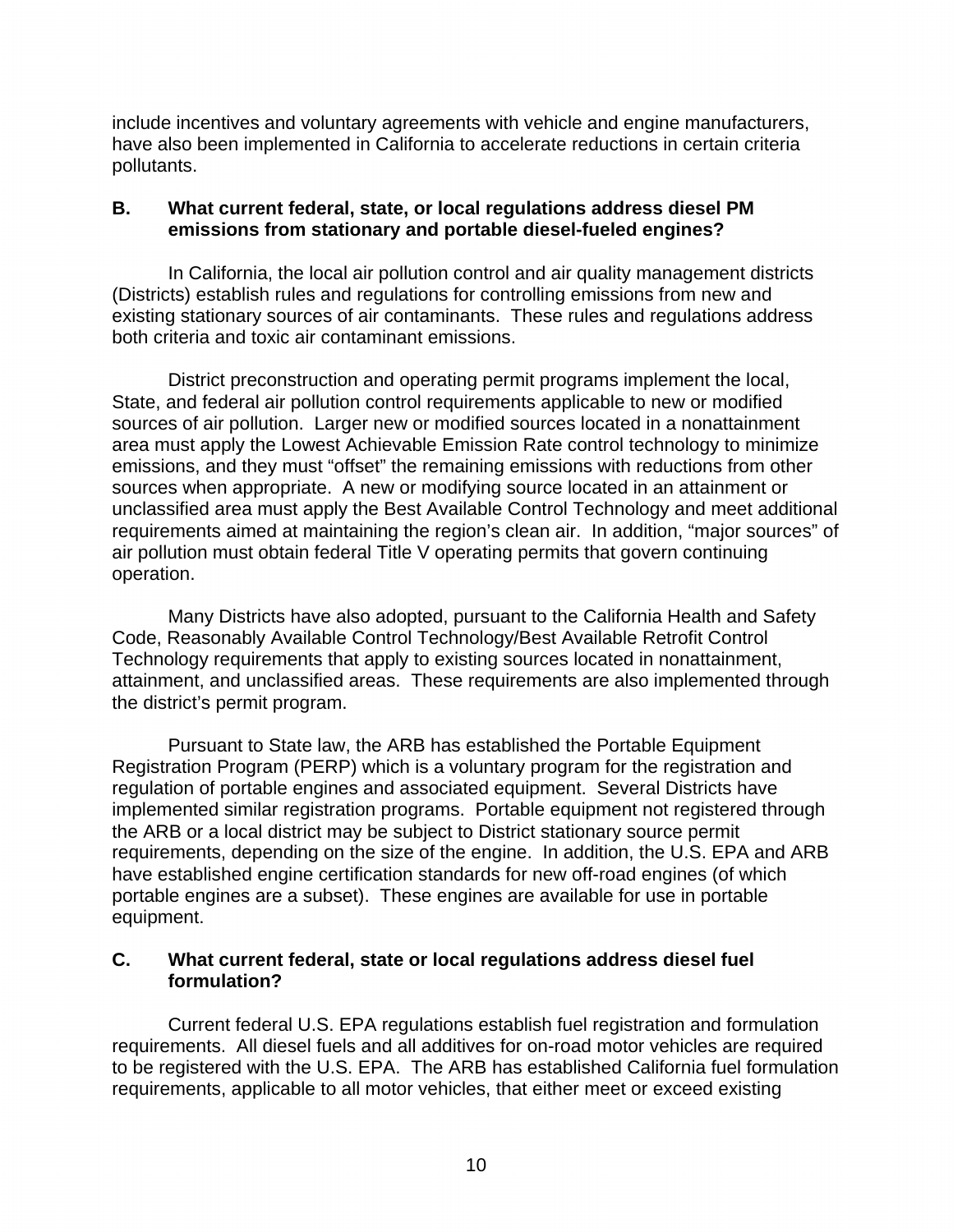include incentives and voluntary agreements with vehicle and engine manufacturers, have also been implemented in California to accelerate reductions in certain criteria pollutants.

### B. What current federal, state, or local regulations address diesel PM emissions from stationary and portable diesel-fueled engines?

In California, the local air pollution control and air quality management districts (Districts) establish rules and regulations for controlling emissions from new and existing stationary sources of air contaminants. These rules and regulations address both criteria and toxic air contaminant emissions.

District preconstruction and operating permit programs implement the local, State, and federal air pollution control requirements applicable to new or modified sources of air pollution. Larger new or modified sources located in a nonattainment area must apply the Lowest Achievable Emission Rate control technology to minimize emissions, and they must "offset" the remaining emissions with reductions from other sources when appropriate. A new or modifying source located in an attainment or unclassified area must apply the Best Available Control Technology and meet additional requirements aimed at maintaining the region's clean air. In addition, "major sources" of air pollution must obtain federal Title V operating permits that govern continuing operation.

Many Districts have also adopted, pursuant to the California Health and Safety Code, Reasonably Available Control Technology/Best Available Retrofit Control Technology requirements that apply to existing sources located in nonattainment, attainment, and unclassified areas. These requirements are also implemented through the district's permit program.

Pursuant to State law, the ARB has established the Portable Equipment Registration Program (PERP) which is a voluntary program for the registration and regulation of portable engines and associated equipment. Several Districts have implemented similar registration programs. Portable equipment not registered through the ARB or a local district may be subject to District stationary source permit requirements, depending on the size of the engine. In addition, the U.S. EPA and ARB have established engine certification standards for new off-road engines (of which portable engines are a subset). These engines are available for use in portable equipment.

### C. What current federal, state or local regulations address diesel fuel formulation?

Current federal U.S. EPA regulations establish fuel registration and formulation requirements. All diesel fuels and all additives for on-road motor vehicles are required to be registered with the U.S. EPA. The ARB has established California fuel formulation requirements, applicable to all motor vehicles, that either meet or exceed existing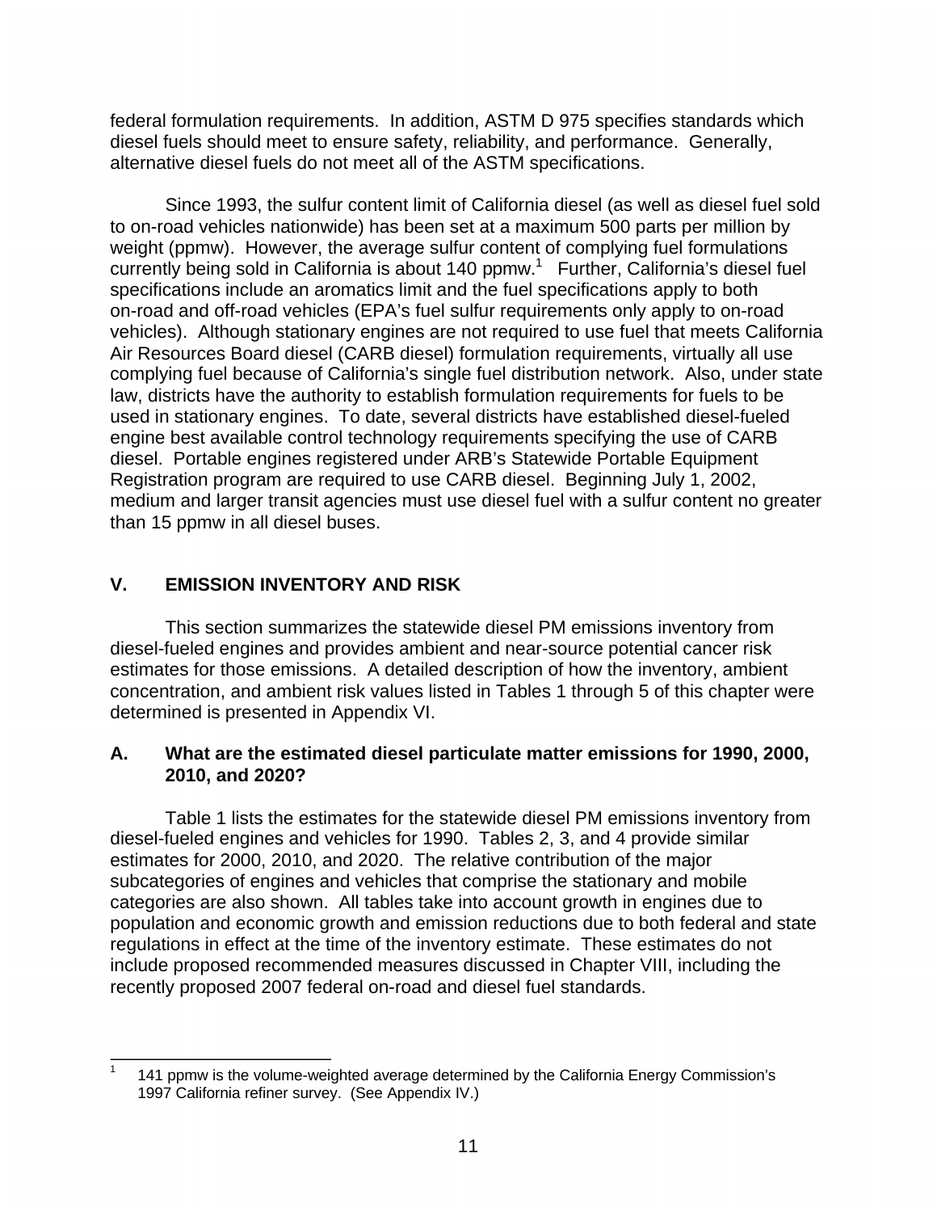federal formulation requirements.  In addition, ASTM D 975 specifies standards which diesel fuels should meet to ensure safety, reliability, and performance.  Generally, alternative diesel fuels do not meet all of the ASTM specifications.

Since 1993, the sulfur content limit of California diesel (as well as diesel fuel sold to on-road vehicles nationwide) has been set at a maximum 500 parts per million by weight (ppmw).  However, the average sulfur content of complying fuel formulations currently being sold in California is about 140 ppmw.[1]  Further, California's diesel fuel specifications include an aromatics limit and the fuel specifications apply to both on-road and off-road vehicles (EPA's fuel sulfur requirements only apply to on-road vehicles).  Although stationary engines are not required to use fuel that meets California Air Resources Board diesel (CARB diesel) formulation requirements, virtually all use complying fuel because of California's single fuel distribution network.  Also, under state law, districts have the authority to establish formulation requirements for fuels to be used in stationary engines.  To date, several districts have established diesel-fueled engine best available control technology requirements specifying the use of CARB diesel.  Portable engines registered under ARB's Statewide Portable Equipment Registration program are required to use CARB diesel.  Beginning July 1, 2002, medium and larger transit agencies must use diesel fuel with a sulfur content no greater than 15 ppmw in all diesel buses.

## V. EMISSION INVENTORY AND RISK

This section summarizes the statewide diesel PM emissions inventory from diesel-fueled engines and provides ambient and near-source potential cancer risk estimates for those emissions.  A detailed description of how the inventory, ambient concentration, and ambient risk values listed in Tables 1 through 5 of this chapter were determined is presented in Appendix VI.

### A. What are the estimated diesel particulate matter emissions for 1990, 2000, 2010, and 2020?

Table 1 lists the estimates for the statewide diesel PM emissions inventory from diesel-fueled engines and vehicles for 1990.  Tables 2, 3, and 4 provide similar estimates for 2000, 2010, and 2020.  The relative contribution of the major subcategories of engines and vehicles that comprise the stationary and mobile categories are also shown.  All tables take into account growth in engines due to population and economic growth and emission reductions due to both federal and state regulations in effect at the time of the inventory estimate.  These estimates do not include proposed recommended measures discussed in Chapter VIII, including the recently proposed 2007 federal on-road and diesel fuel standards.

---

[1] 141 ppmw is the volume-weighted average determined by the California Energy Commission's 1997 California refiner survey.  (See Appendix IV.)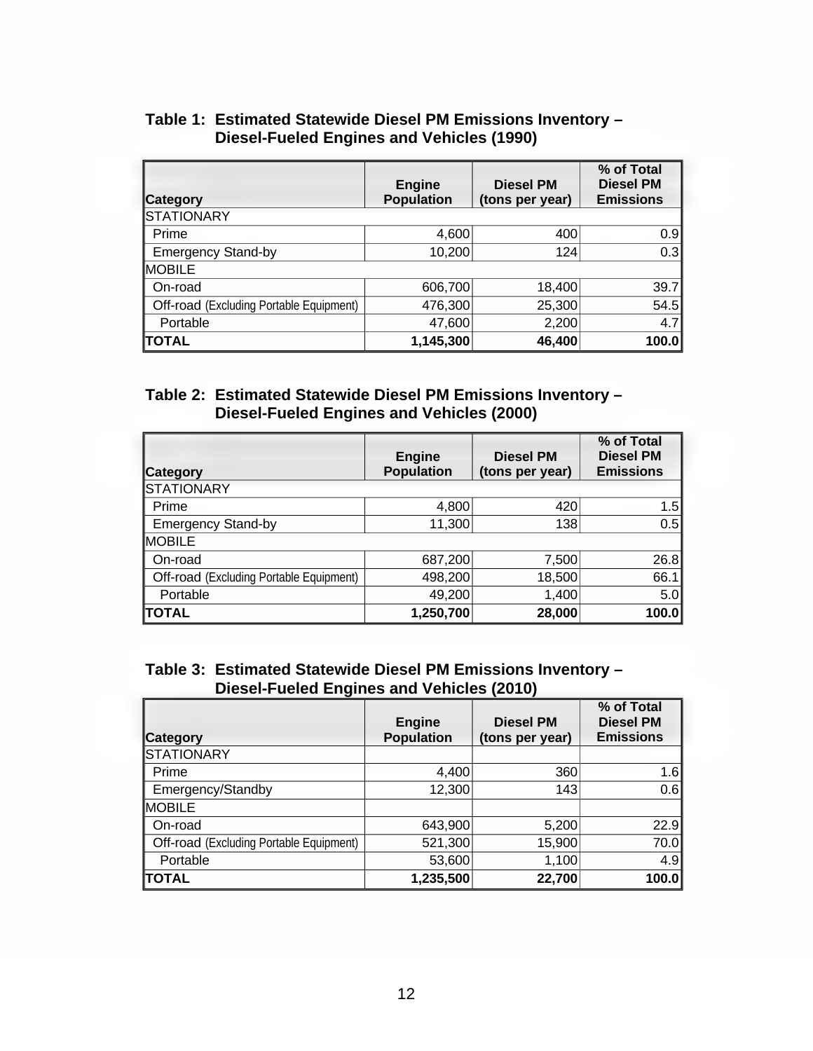**Table 1: Estimated Statewide Diesel PM Emissions Inventory – Diesel-Fueled Engines and Vehicles (1990)**

| Category | Engine Population | Diesel PM (tons per year) | % of Total Diesel PM Emissions |
|---|---|---|---|
| STATIONARY | | | |
| Prime | 4,600 | 400 | 0.9 |
| Emergency Stand-by | 10,200 | 124 | 0.3 |
| MOBILE | | | |
| On-road | 606,700 | 18,400 | 39.7 |
| Off-road (Excluding Portable Equipment) | 476,300 | 25,300 | 54.5 |
| Portable | 47,600 | 2,200 | 4.7 |
| **TOTAL** | **1,145,300** | **46,400** | **100.0** |

**Table 2: Estimated Statewide Diesel PM Emissions Inventory – Diesel-Fueled Engines and Vehicles (2000)**

| Category | Engine Population | Diesel PM (tons per year) | % of Total Diesel PM Emissions |
|---|---|---|---|
| STATIONARY | | | |
| Prime | 4,800 | 420 | 1.5 |
| Emergency Stand-by | 11,300 | 138 | 0.5 |
| MOBILE | | | |
| On-road | 687,200 | 7,500 | 26.8 |
| Off-road (Excluding Portable Equipment) | 498,200 | 18,500 | 66.1 |
| Portable | 49,200 | 1,400 | 5.0 |
| **TOTAL** | **1,250,700** | **28,000** | **100.0** |

**Table 3: Estimated Statewide Diesel PM Emissions Inventory – Diesel-Fueled Engines and Vehicles (2010)**

| Category | Engine Population | Diesel PM (tons per year) | % of Total Diesel PM Emissions |
|---|---|---|---|
| STATIONARY | | | |
| Prime | 4,400 | 360 | 1.6 |
| Emergency/Standby | 12,300 | 143 | 0.6 |
| MOBILE | | | |
| On-road | 643,900 | 5,200 | 22.9 |
| Off-road (Excluding Portable Equipment) | 521,300 | 15,900 | 70.0 |
| Portable | 53,600 | 1,100 | 4.9 |
| **TOTAL** | **1,235,500** | **22,700** | **100.0** |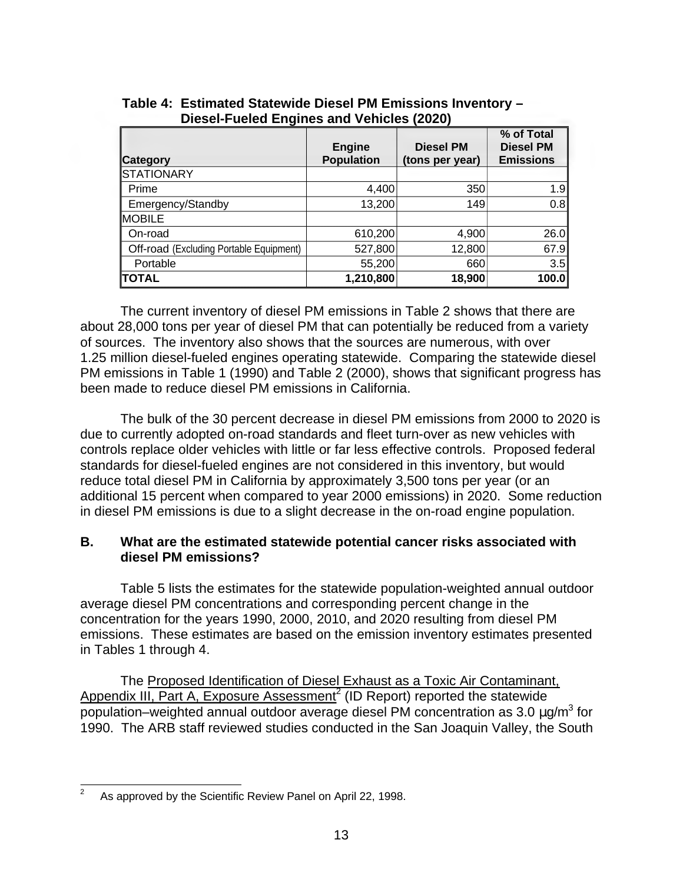**Table 4: Estimated Statewide Diesel PM Emissions Inventory – Diesel-Fueled Engines and Vehicles (2020)**

| Category | Engine Population | Diesel PM (tons per year) | % of Total Diesel PM Emissions |
|---|---|---|---|
| STATIONARY | | | |
| Prime | 4,400 | 350 | 1.9 |
| Emergency/Standby | 13,200 | 149 | 0.8 |
| MOBILE | | | |
| On-road | 610,200 | 4,900 | 26.0 |
| Off-road (Excluding Portable Equipment) | 527,800 | 12,800 | 67.9 |
| Portable | 55,200 | 660 | 3.5 |
| **TOTAL** | **1,210,800** | **18,900** | **100.0** |

The current inventory of diesel PM emissions in Table 2 shows that there are about 28,000 tons per year of diesel PM that can potentially be reduced from a variety of sources. The inventory also shows that the sources are numerous, with over 1.25 million diesel-fueled engines operating statewide. Comparing the statewide diesel PM emissions in Table 1 (1990) and Table 2 (2000), shows that significant progress has been made to reduce diesel PM emissions in California.

The bulk of the 30 percent decrease in diesel PM emissions from 2000 to 2020 is due to currently adopted on-road standards and fleet turn-over as new vehicles with controls replace older vehicles with little or far less effective controls. Proposed federal standards for diesel-fueled engines are not considered in this inventory, but would reduce total diesel PM in California by approximately 3,500 tons per year (or an additional 15 percent when compared to year 2000 emissions) in 2020. Some reduction in diesel PM emissions is due to a slight decrease in the on-road engine population.

## B. What are the estimated statewide potential cancer risks associated with diesel PM emissions?

Table 5 lists the estimates for the statewide population-weighted annual outdoor average diesel PM concentrations and corresponding percent change in the concentration for the years 1990, 2000, 2010, and 2020 resulting from diesel PM emissions. These estimates are based on the emission inventory estimates presented in Tables 1 through 4.

The Proposed Identification of Diesel Exhaust as a Toxic Air Contaminant, Appendix III, Part A, Exposure Assessment[2] (ID Report) reported the statewide population–weighted annual outdoor average diesel PM concentration as 3.0 $\mu g/m^3$ for 1990. The ARB staff reviewed studies conducted in the San Joaquin Valley, the South

[2] As approved by the Scientific Review Panel on April 22, 1998.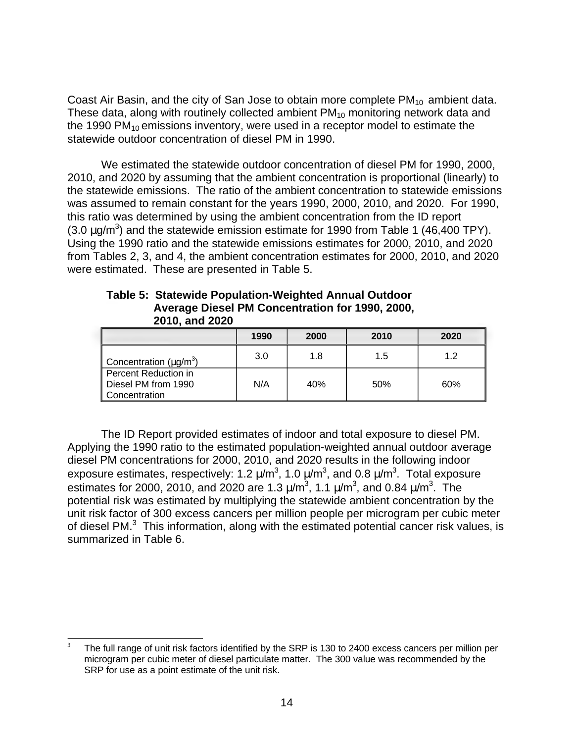Coast Air Basin, and the city of San Jose to obtain more complete $PM_{10}$ ambient data. These data, along with routinely collected ambient $PM_{10}$ monitoring network data and the 1990 $PM_{10}$ emissions inventory, were used in a receptor model to estimate the statewide outdoor concentration of diesel PM in 1990.

We estimated the statewide outdoor concentration of diesel PM for 1990, 2000, 2010, and 2020 by assuming that the ambient concentration is proportional (linearly) to the statewide emissions. The ratio of the ambient concentration to statewide emissions was assumed to remain constant for the years 1990, 2000, 2010, and 2020. For 1990, this ratio was determined by using the ambient concentration from the ID report (3.0 µg/m$^3$) and the statewide emission estimate for 1990 from Table 1 (46,400 TPY). Using the 1990 ratio and the statewide emissions estimates for 2000, 2010, and 2020 from Tables 2, 3, and 4, the ambient concentration estimates for 2000, 2010, and 2020 were estimated. These are presented in Table 5.

**Table 5: Statewide Population-Weighted Annual Outdoor Average Diesel PM Concentration for 1990, 2000, 2010, and 2020**

| | 1990 | 2000 | 2010 | 2020 |
|---|---|---|---|---|
| Concentration (µg/m$^3$) | 3.0 | 1.8 | 1.5 | 1.2 |
| Percent Reduction in Diesel PM from 1990 Concentration | N/A | 40% | 50% | 60% |

The ID Report provided estimates of indoor and total exposure to diesel PM. Applying the 1990 ratio to the estimated population-weighted annual outdoor average diesel PM concentrations for 2000, 2010, and 2020 results in the following indoor exposure estimates, respectively: 1.2 µ/m$^3$, 1.0 µ/m$^3$, and 0.8 µ/m$^3$. Total exposure estimates for 2000, 2010, and 2020 are 1.3 µ/m$^3$, 1.1 µ/m$^3$, and 0.84 µ/m$^3$. The potential risk was estimated by multiplying the statewide ambient concentration by the unit risk factor of 300 excess cancers per million people per microgram per cubic meter of diesel PM.[3] This information, along with the estimated potential cancer risk values, is summarized in Table 6.

[3] The full range of unit risk factors identified by the SRP is 130 to 2400 excess cancers per million per microgram per cubic meter of diesel particulate matter. The 300 value was recommended by the SRP for use as a point estimate of the unit risk.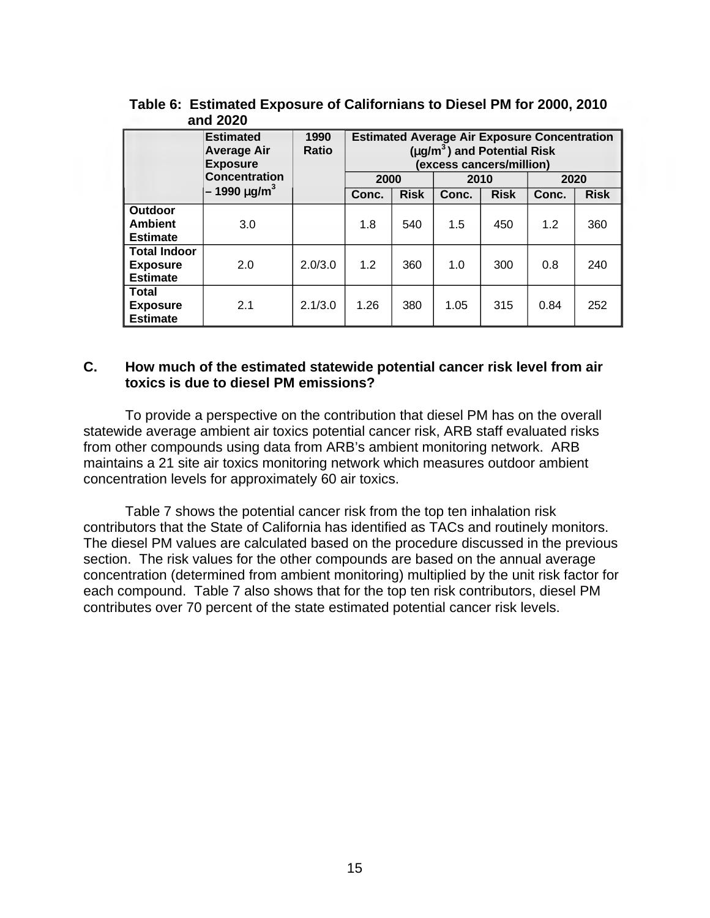**Table 6: Estimated Exposure of Californians to Diesel PM for 2000, 2010 and 2020**

| | Estimated Average Air Exposure Concentration – 1990 μg/m$^3$ | 1990 Ratio | Estimated Average Air Exposure Concentration (μg/m$^3$) and Potential Risk (excess cancers/million) | | | | | |
|---|---|---|---|---|---|---|---|---|
| | | | 2000 | | 2010 | | 2020 | |
| | | | Conc. | Risk | Conc. | Risk | Conc. | Risk |
| **Outdoor Ambient Estimate** | 3.0 | | 1.8 | 540 | 1.5 | 450 | 1.2 | 360 |
| **Total Indoor Exposure Estimate** | 2.0 | 2.0/3.0 | 1.2 | 360 | 1.0 | 300 | 0.8 | 240 |
| **Total Exposure Estimate** | 2.1 | 2.1/3.0 | 1.26 | 380 | 1.05 | 315 | 0.84 | 252 |

### C. How much of the estimated statewide potential cancer risk level from air toxics is due to diesel PM emissions?

To provide a perspective on the contribution that diesel PM has on the overall statewide average ambient air toxics potential cancer risk, ARB staff evaluated risks from other compounds using data from ARB's ambient monitoring network. ARB maintains a 21 site air toxics monitoring network which measures outdoor ambient concentration levels for approximately 60 air toxics.

Table 7 shows the potential cancer risk from the top ten inhalation risk contributors that the State of California has identified as TACs and routinely monitors. The diesel PM values are calculated based on the procedure discussed in the previous section. The risk values for the other compounds are based on the annual average concentration (determined from ambient monitoring) multiplied by the unit risk factor for each compound. Table 7 also shows that for the top ten risk contributors, diesel PM contributes over 70 percent of the state estimated potential cancer risk levels.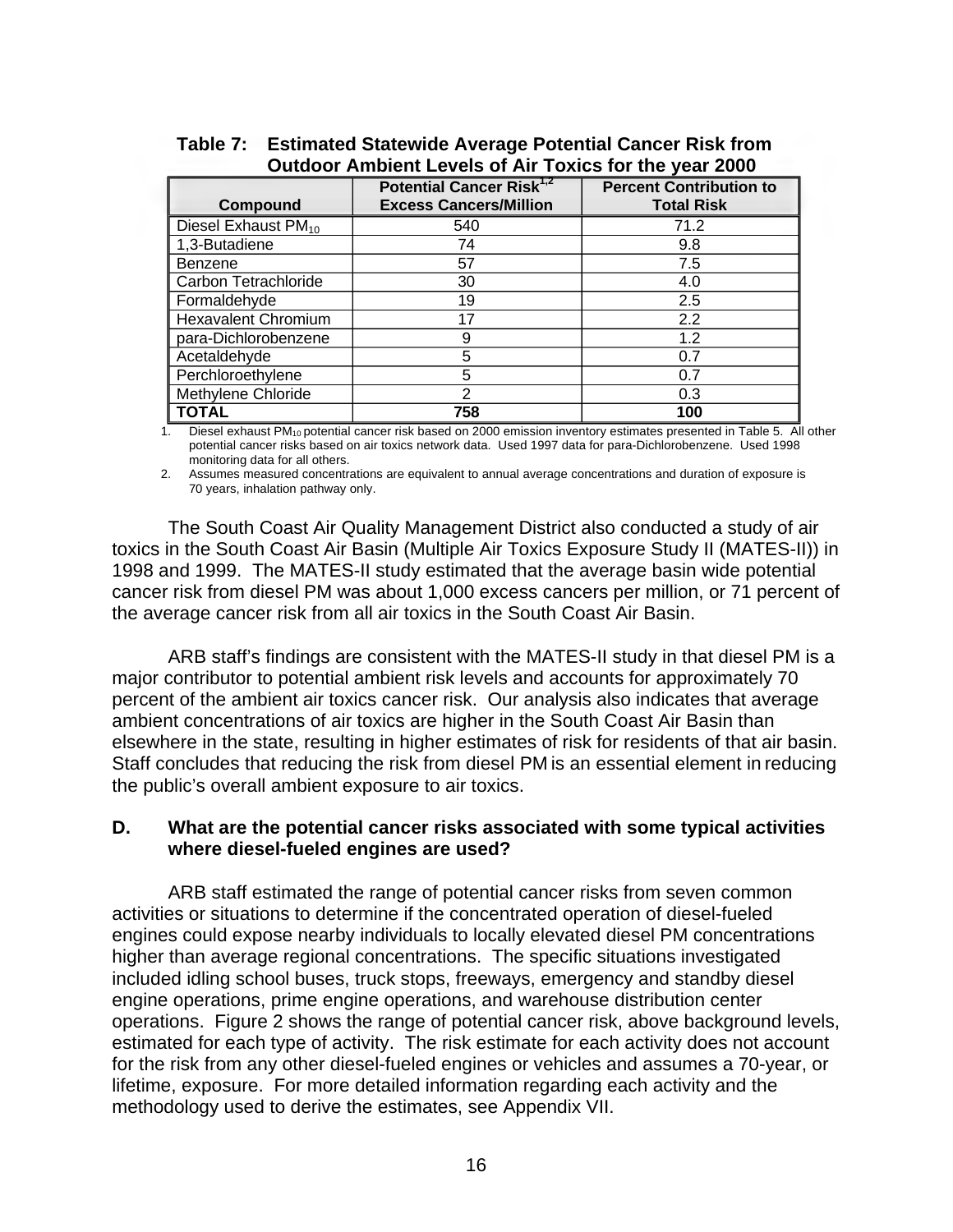**Table 7: Estimated Statewide Average Potential Cancer Risk from Outdoor Ambient Levels of Air Toxics for the year 2000**

| Compound | Potential Cancer Risk[1,2] Excess Cancers/Million | Percent Contribution to Total Risk |
|---|---|---|
| Diesel Exhaust $PM_{10}$ | 540 | 71.2 |
| 1,3-Butadiene | 74 | 9.8 |
| Benzene | 57 | 7.5 |
| Carbon Tetrachloride | 30 | 4.0 |
| Formaldehyde | 19 | 2.5 |
| Hexavalent Chromium | 17 | 2.2 |
| para-Dichlorobenzene | 9 | 1.2 |
| Acetaldehyde | 5 | 0.7 |
| Perchloroethylene | 5 | 0.7 |
| Methylene Chloride | 2 | 0.3 |
| **TOTAL** | **758** | **100** |

1. Diesel exhaust $PM_{10}$ potential cancer risk based on 2000 emission inventory estimates presented in Table 5. All other potential cancer risks based on air toxics network data. Used 1997 data for para-Dichlorobenzene. Used 1998 monitoring data for all others.
2. Assumes measured concentrations are equivalent to annual average concentrations and duration of exposure is 70 years, inhalation pathway only.

The South Coast Air Quality Management District also conducted a study of air toxics in the South Coast Air Basin (Multiple Air Toxics Exposure Study II (MATES-II)) in 1998 and 1999. The MATES-II study estimated that the average basin wide potential cancer risk from diesel PM was about 1,000 excess cancers per million, or 71 percent of the average cancer risk from all air toxics in the South Coast Air Basin.

ARB staff's findings are consistent with the MATES-II study in that diesel PM is a major contributor to potential ambient risk levels and accounts for approximately 70 percent of the ambient air toxics cancer risk. Our analysis also indicates that average ambient concentrations of air toxics are higher in the South Coast Air Basin than elsewhere in the state, resulting in higher estimates of risk for residents of that air basin. Staff concludes that reducing the risk from diesel PM is an essential element in reducing the public's overall ambient exposure to air toxics.

### D. What are the potential cancer risks associated with some typical activities where diesel-fueled engines are used?

ARB staff estimated the range of potential cancer risks from seven common activities or situations to determine if the concentrated operation of diesel-fueled engines could expose nearby individuals to locally elevated diesel PM concentrations higher than average regional concentrations. The specific situations investigated included idling school buses, truck stops, freeways, emergency and standby diesel engine operations, prime engine operations, and warehouse distribution center operations. Figure 2 shows the range of potential cancer risk, above background levels, estimated for each type of activity. The risk estimate for each activity does not account for the risk from any other diesel-fueled engines or vehicles and assumes a 70-year, or lifetime, exposure. For more detailed information regarding each activity and the methodology used to derive the estimates, see Appendix VII.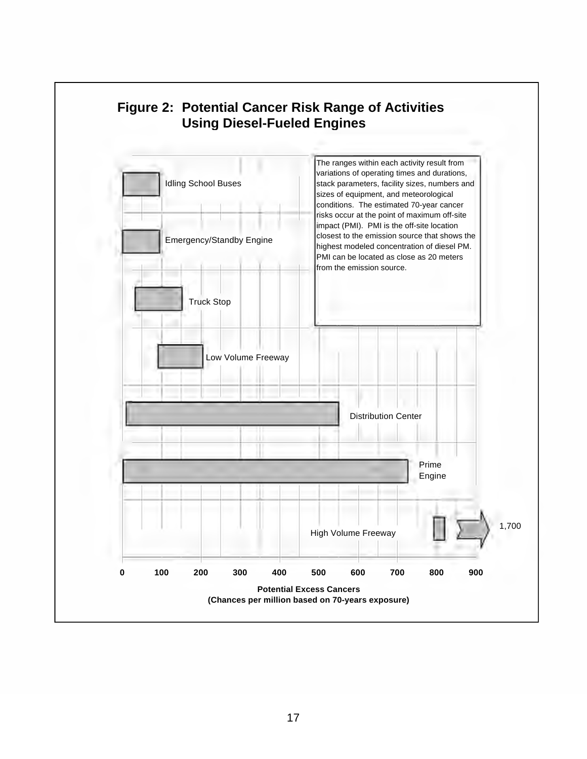## Figure 2: Potential Cancer Risk Range of Activities Using Diesel-Fueled Engines

The ranges within each activity result from variations of operating times and durations, stack parameters, facility sizes, numbers and sizes of equipment, and meteorological conditions. The estimated 70-year cancer risks occur at the point of maximum off-site impact (PMI). PMI is the off-site location closest to the emission source that shows the highest modeled concentration of diesel PM. PMI can be located as close as 20 meters from the emission source.

Idling School Buses

Emergency/Standby Engine

Truck Stop

Low Volume Freeway

Distribution Center

Prime Engine

High Volume Freeway

1,700

0 100 200 300 400 500 600 700 800 900

**Potential Excess Cancers**
**(Chances per million based on 70-years exposure)**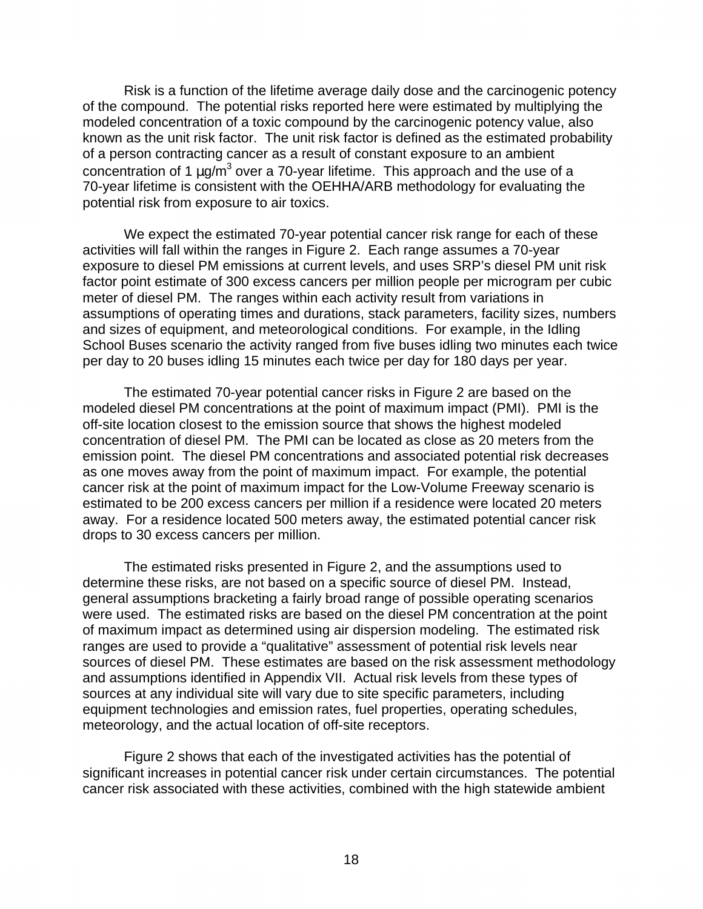Risk is a function of the lifetime average daily dose and the carcinogenic potency of the compound. The potential risks reported here were estimated by multiplying the modeled concentration of a toxic compound by the carcinogenic potency value, also known as the unit risk factor. The unit risk factor is defined as the estimated probability of a person contracting cancer as a result of constant exposure to an ambient concentration of 1 $\mu g/m^3$ over a 70-year lifetime. This approach and the use of a 70-year lifetime is consistent with the OEHHA/ARB methodology for evaluating the potential risk from exposure to air toxics.

We expect the estimated 70-year potential cancer risk range for each of these activities will fall within the ranges in Figure 2. Each range assumes a 70-year exposure to diesel PM emissions at current levels, and uses SRP's diesel PM unit risk factor point estimate of 300 excess cancers per million people per microgram per cubic meter of diesel PM. The ranges within each activity result from variations in assumptions of operating times and durations, stack parameters, facility sizes, numbers and sizes of equipment, and meteorological conditions. For example, in the Idling School Buses scenario the activity ranged from five buses idling two minutes each twice per day to 20 buses idling 15 minutes each twice per day for 180 days per year.

The estimated 70-year potential cancer risks in Figure 2 are based on the modeled diesel PM concentrations at the point of maximum impact (PMI). PMI is the off-site location closest to the emission source that shows the highest modeled concentration of diesel PM. The PMI can be located as close as 20 meters from the emission point. The diesel PM concentrations and associated potential risk decreases as one moves away from the point of maximum impact. For example, the potential cancer risk at the point of maximum impact for the Low-Volume Freeway scenario is estimated to be 200 excess cancers per million if a residence were located 20 meters away. For a residence located 500 meters away, the estimated potential cancer risk drops to 30 excess cancers per million.

The estimated risks presented in Figure 2, and the assumptions used to determine these risks, are not based on a specific source of diesel PM. Instead, general assumptions bracketing a fairly broad range of possible operating scenarios were used. The estimated risks are based on the diesel PM concentration at the point of maximum impact as determined using air dispersion modeling. The estimated risk ranges are used to provide a "qualitative" assessment of potential risk levels near sources of diesel PM. These estimates are based on the risk assessment methodology and assumptions identified in Appendix VII. Actual risk levels from these types of sources at any individual site will vary due to site specific parameters, including equipment technologies and emission rates, fuel properties, operating schedules, meteorology, and the actual location of off-site receptors.

Figure 2 shows that each of the investigated activities has the potential of significant increases in potential cancer risk under certain circumstances. The potential cancer risk associated with these activities, combined with the high statewide ambient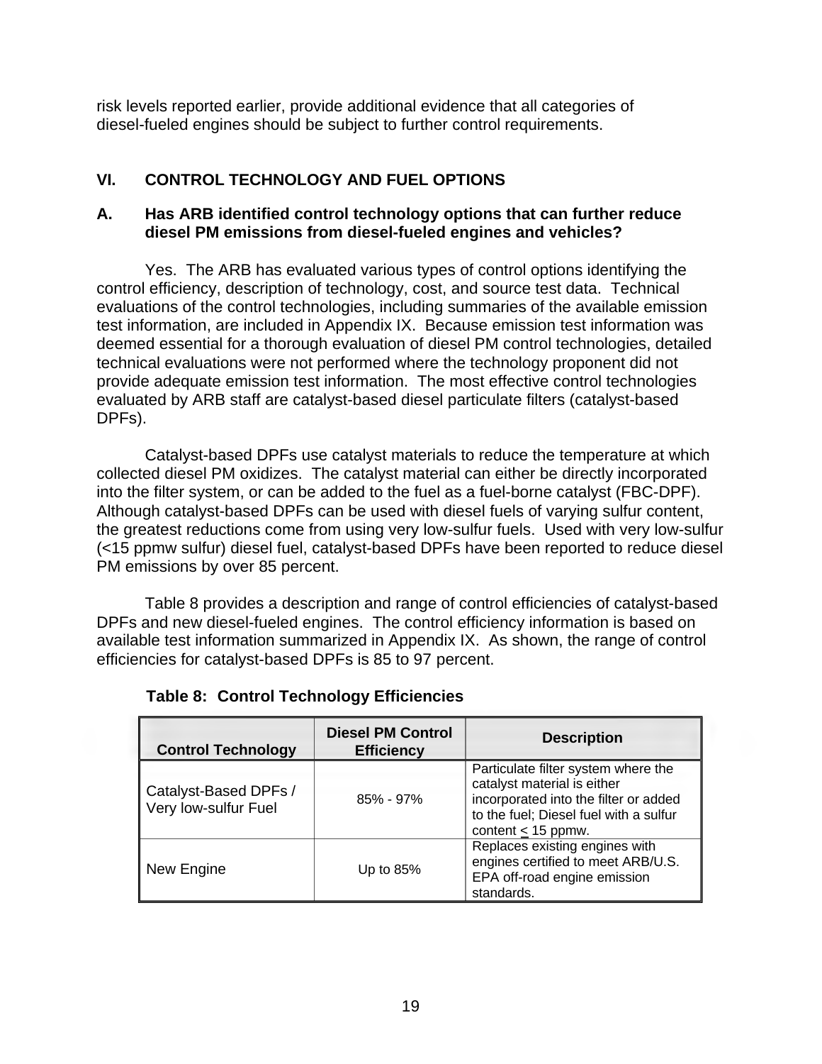risk levels reported earlier, provide additional evidence that all categories of diesel-fueled engines should be subject to further control requirements.

## VI. CONTROL TECHNOLOGY AND FUEL OPTIONS

### A. Has ARB identified control technology options that can further reduce diesel PM emissions from diesel-fueled engines and vehicles?

Yes. The ARB has evaluated various types of control options identifying the control efficiency, description of technology, cost, and source test data. Technical evaluations of the control technologies, including summaries of the available emission test information, are included in Appendix IX. Because emission test information was deemed essential for a thorough evaluation of diesel PM control technologies, detailed technical evaluations were not performed where the technology proponent did not provide adequate emission test information. The most effective control technologies evaluated by ARB staff are catalyst-based diesel particulate filters (catalyst-based DPFs).

Catalyst-based DPFs use catalyst materials to reduce the temperature at which collected diesel PM oxidizes. The catalyst material can either be directly incorporated into the filter system, or can be added to the fuel as a fuel-borne catalyst (FBC-DPF). Although catalyst-based DPFs can be used with diesel fuels of varying sulfur content, the greatest reductions come from using very low-sulfur fuels. Used with very low-sulfur (<15 ppmw sulfur) diesel fuel, catalyst-based DPFs have been reported to reduce diesel PM emissions by over 85 percent.

Table 8 provides a description and range of control efficiencies of catalyst-based DPFs and new diesel-fueled engines. The control efficiency information is based on available test information summarized in Appendix IX. As shown, the range of control efficiencies for catalyst-based DPFs is 85 to 97 percent.

**Table 8: Control Technology Efficiencies**

| Control Technology | Diesel PM Control Efficiency | Description |
|---|---|---|
| Catalyst-Based DPFs / Very low-sulfur Fuel | 85% - 97% | Particulate filter system where the catalyst material is either incorporated into the filter or added to the fuel; Diesel fuel with a sulfur content ≤ 15 ppmw. |
| New Engine | Up to 85% | Replaces existing engines with engines certified to meet ARB/U.S. EPA off-road engine emission standards. |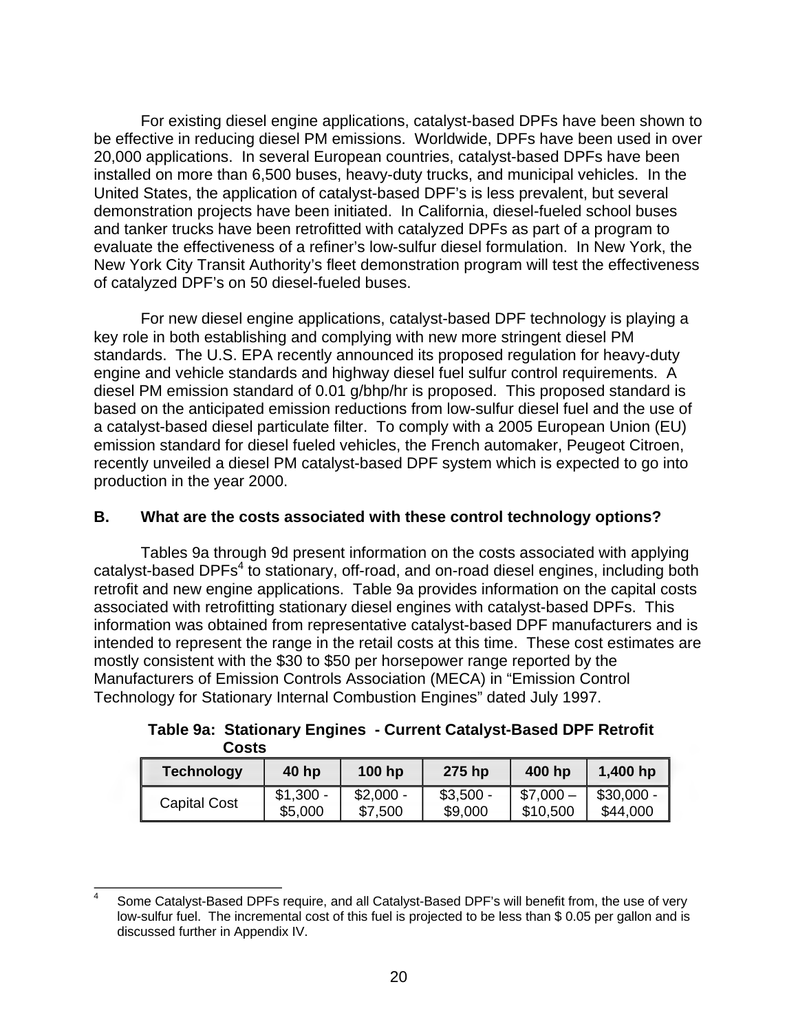For existing diesel engine applications, catalyst-based DPFs have been shown to be effective in reducing diesel PM emissions. Worldwide, DPFs have been used in over 20,000 applications. In several European countries, catalyst-based DPFs have been installed on more than 6,500 buses, heavy-duty trucks, and municipal vehicles. In the United States, the application of catalyst-based DPF's is less prevalent, but several demonstration projects have been initiated. In California, diesel-fueled school buses and tanker trucks have been retrofitted with catalyzed DPFs as part of a program to evaluate the effectiveness of a refiner's low-sulfur diesel formulation. In New York, the New York City Transit Authority's fleet demonstration program will test the effectiveness of catalyzed DPF's on 50 diesel-fueled buses.

For new diesel engine applications, catalyst-based DPF technology is playing a key role in both establishing and complying with new more stringent diesel PM standards. The U.S. EPA recently announced its proposed regulation for heavy-duty engine and vehicle standards and highway diesel fuel sulfur control requirements. A diesel PM emission standard of 0.01 g/bhp/hr is proposed. This proposed standard is based on the anticipated emission reductions from low-sulfur diesel fuel and the use of a catalyst-based diesel particulate filter. To comply with a 2005 European Union (EU) emission standard for diesel fueled vehicles, the French automaker, Peugeot Citroen, recently unveiled a diesel PM catalyst-based DPF system which is expected to go into production in the year 2000.

### B. What are the costs associated with these control technology options?

Tables 9a through 9d present information on the costs associated with applying catalyst-based DPFs[4] to stationary, off-road, and on-road diesel engines, including both retrofit and new engine applications. Table 9a provides information on the capital costs associated with retrofitting stationary diesel engines with catalyst-based DPFs. This information was obtained from representative catalyst-based DPF manufacturers and is intended to represent the range in the retail costs at this time. These cost estimates are mostly consistent with the $30 to $50 per horsepower range reported by the Manufacturers of Emission Controls Association (MECA) in "Emission Control Technology for Stationary Internal Combustion Engines" dated July 1997.

**Table 9a: Stationary Engines - Current Catalyst-Based DPF Retrofit Costs**

| Technology | 40 hp | 100 hp | 275 hp | 400 hp | 1,400 hp |
|---|---|---|---|---|---|
| Capital Cost | $1,300 - $5,000 | $2,000 - $7,500 | $3,500 - $9,000 | $7,000 – $10,500 | $30,000 - $44,000 |

[4] Some Catalyst-Based DPFs require, and all Catalyst-Based DPF's will benefit from, the use of very low-sulfur fuel. The incremental cost of this fuel is projected to be less than $ 0.05 per gallon and is discussed further in Appendix IV.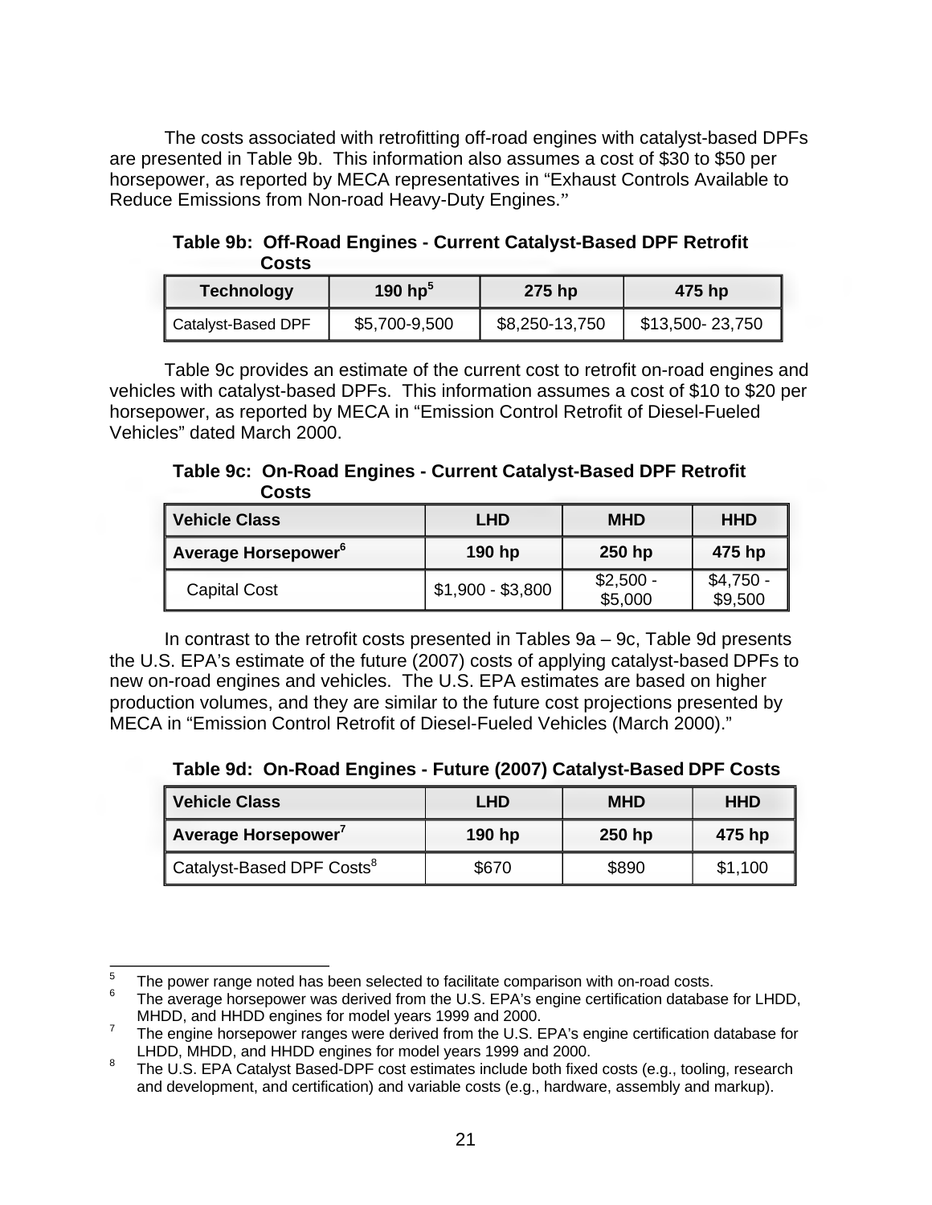The costs associated with retrofitting off-road engines with catalyst-based DPFs are presented in Table 9b. This information also assumes a cost of $30 to $50 per horsepower, as reported by MECA representatives in "Exhaust Controls Available to Reduce Emissions from Non-road Heavy-Duty Engines."

**Table 9b: Off-Road Engines - Current Catalyst-Based DPF Retrofit Costs**

| Technology | 190 hp[5] | 275 hp | 475 hp |
|---|---|---|---|
| Catalyst-Based DPF | $5,700-9,500 | $8,250-13,750 | $13,500- 23,750 |

Table 9c provides an estimate of the current cost to retrofit on-road engines and vehicles with catalyst-based DPFs. This information assumes a cost of $10 to $20 per horsepower, as reported by MECA in "Emission Control Retrofit of Diesel-Fueled Vehicles" dated March 2000.

**Table 9c: On-Road Engines - Current Catalyst-Based DPF Retrofit Costs**

| Vehicle Class | LHD | MHD | HHD |
|---|---|---|---|
| **Average Horsepower[6]** | **190 hp** | **250 hp** | **475 hp** |
| Capital Cost | $1,900 - $3,800 | $2,500 - $5,000 | $4,750 - $9,500 |

In contrast to the retrofit costs presented in Tables 9a – 9c, Table 9d presents the U.S. EPA's estimate of the future (2007) costs of applying catalyst-based DPFs to new on-road engines and vehicles. The U.S. EPA estimates are based on higher production volumes, and they are similar to the future cost projections presented by MECA in "Emission Control Retrofit of Diesel-Fueled Vehicles (March 2000)."

**Table 9d: On-Road Engines - Future (2007) Catalyst-Based DPF Costs**

| Vehicle Class | LHD | MHD | HHD |
|---|---|---|---|
| **Average Horsepower[7]** | **190 hp** | **250 hp** | **475 hp** |
| Catalyst-Based DPF Costs[8] | $670 | $890 | $1,100 |

---

[5] The power range noted has been selected to facilitate comparison with on-road costs.

[6] The average horsepower was derived from the U.S. EPA's engine certification database for LHDD, MHDD, and HHDD engines for model years 1999 and 2000.

[7] The engine horsepower ranges were derived from the U.S. EPA's engine certification database for LHDD, MHDD, and HHDD engines for model years 1999 and 2000.

[8] The U.S. EPA Catalyst Based-DPF cost estimates include both fixed costs (e.g., tooling, research and development, and certification) and variable costs (e.g., hardware, assembly and markup).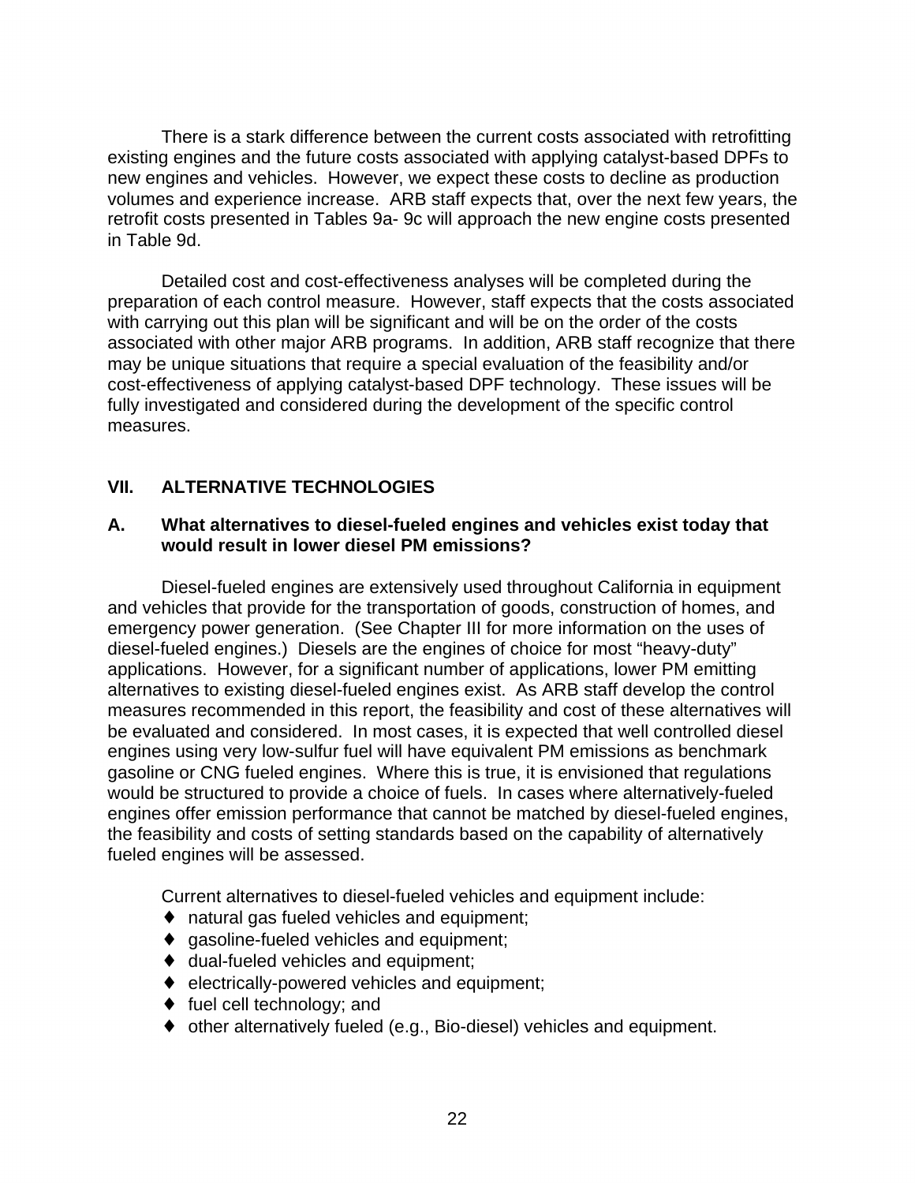There is a stark difference between the current costs associated with retrofitting existing engines and the future costs associated with applying catalyst-based DPFs to new engines and vehicles. However, we expect these costs to decline as production volumes and experience increase. ARB staff expects that, over the next few years, the retrofit costs presented in Tables 9a- 9c will approach the new engine costs presented in Table 9d.

Detailed cost and cost-effectiveness analyses will be completed during the preparation of each control measure. However, staff expects that the costs associated with carrying out this plan will be significant and will be on the order of the costs associated with other major ARB programs. In addition, ARB staff recognize that there may be unique situations that require a special evaluation of the feasibility and/or cost-effectiveness of applying catalyst-based DPF technology. These issues will be fully investigated and considered during the development of the specific control measures.

## VII. ALTERNATIVE TECHNOLOGIES

### A. What alternatives to diesel-fueled engines and vehicles exist today that would result in lower diesel PM emissions?

Diesel-fueled engines are extensively used throughout California in equipment and vehicles that provide for the transportation of goods, construction of homes, and emergency power generation. (See Chapter III for more information on the uses of diesel-fueled engines.) Diesels are the engines of choice for most "heavy-duty" applications. However, for a significant number of applications, lower PM emitting alternatives to existing diesel-fueled engines exist. As ARB staff develop the control measures recommended in this report, the feasibility and cost of these alternatives will be evaluated and considered. In most cases, it is expected that well controlled diesel engines using very low-sulfur fuel will have equivalent PM emissions as benchmark gasoline or CNG fueled engines. Where this is true, it is envisioned that regulations would be structured to provide a choice of fuels. In cases where alternatively-fueled engines offer emission performance that cannot be matched by diesel-fueled engines, the feasibility and costs of setting standards based on the capability of alternatively fueled engines will be assessed.

Current alternatives to diesel-fueled vehicles and equipment include:

- natural gas fueled vehicles and equipment;
- gasoline-fueled vehicles and equipment;
- dual-fueled vehicles and equipment;
- electrically-powered vehicles and equipment;
- fuel cell technology; and
- other alternatively fueled (e.g., Bio-diesel) vehicles and equipment.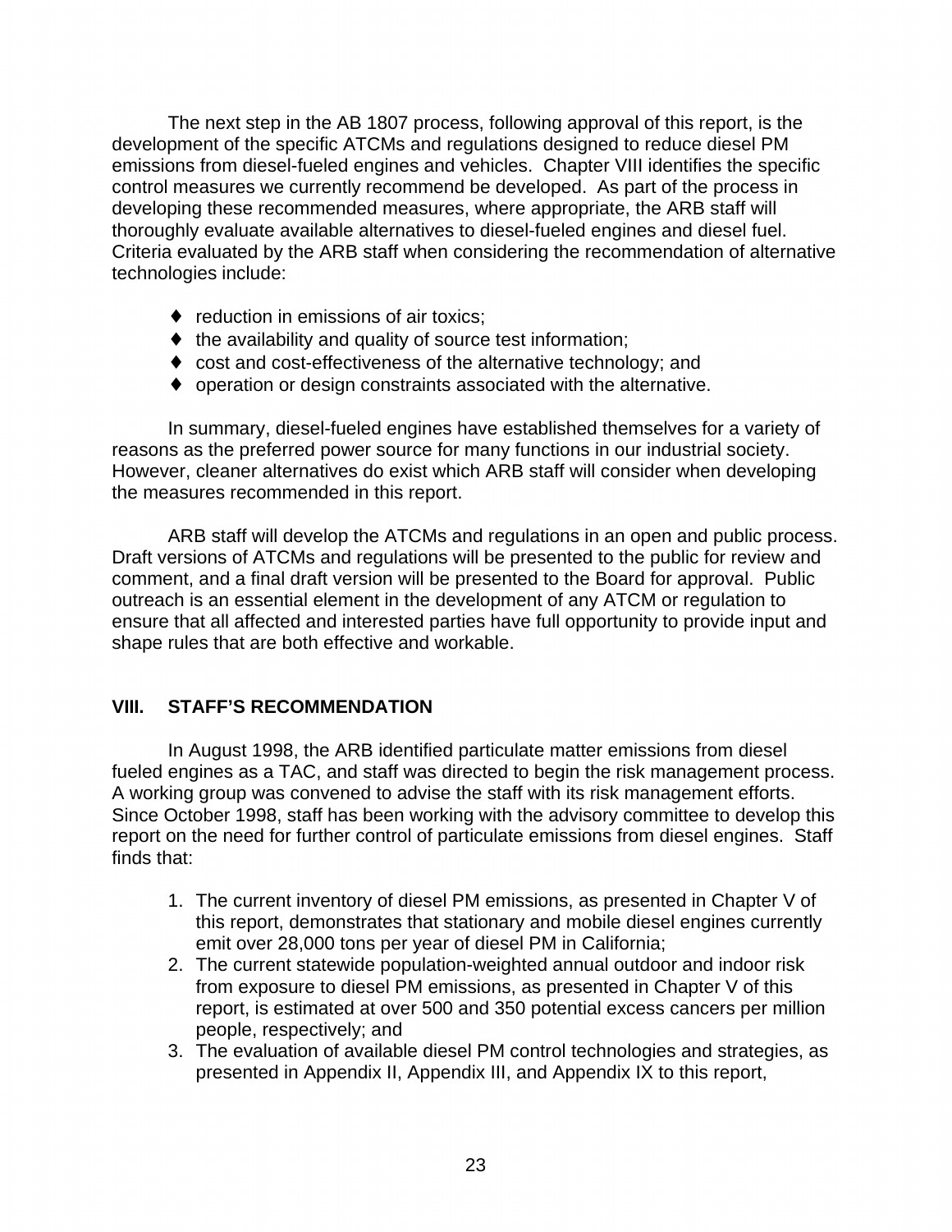The next step in the AB 1807 process, following approval of this report, is the development of the specific ATCMs and regulations designed to reduce diesel PM emissions from diesel-fueled engines and vehicles. Chapter VIII identifies the specific control measures we currently recommend be developed. As part of the process in developing these recommended measures, where appropriate, the ARB staff will thoroughly evaluate available alternatives to diesel-fueled engines and diesel fuel. Criteria evaluated by the ARB staff when considering the recommendation of alternative technologies include:

- ♦ reduction in emissions of air toxics;
- ♦ the availability and quality of source test information;
- ♦ cost and cost-effectiveness of the alternative technology; and
- ♦ operation or design constraints associated with the alternative.

In summary, diesel-fueled engines have established themselves for a variety of reasons as the preferred power source for many functions in our industrial society. However, cleaner alternatives do exist which ARB staff will consider when developing the measures recommended in this report.

ARB staff will develop the ATCMs and regulations in an open and public process. Draft versions of ATCMs and regulations will be presented to the public for review and comment, and a final draft version will be presented to the Board for approval. Public outreach is an essential element in the development of any ATCM or regulation to ensure that all affected and interested parties have full opportunity to provide input and shape rules that are both effective and workable.

## VIII. STAFF'S RECOMMENDATION

In August 1998, the ARB identified particulate matter emissions from diesel fueled engines as a TAC, and staff was directed to begin the risk management process. A working group was convened to advise the staff with its risk management efforts. Since October 1998, staff has been working with the advisory committee to develop this report on the need for further control of particulate emissions from diesel engines. Staff finds that:

1. The current inventory of diesel PM emissions, as presented in Chapter V of this report, demonstrates that stationary and mobile diesel engines currently emit over 28,000 tons per year of diesel PM in California;
2. The current statewide population-weighted annual outdoor and indoor risk from exposure to diesel PM emissions, as presented in Chapter V of this report, is estimated at over 500 and 350 potential excess cancers per million people, respectively; and
3. The evaluation of available diesel PM control technologies and strategies, as presented in Appendix II, Appendix III, and Appendix IX to this report,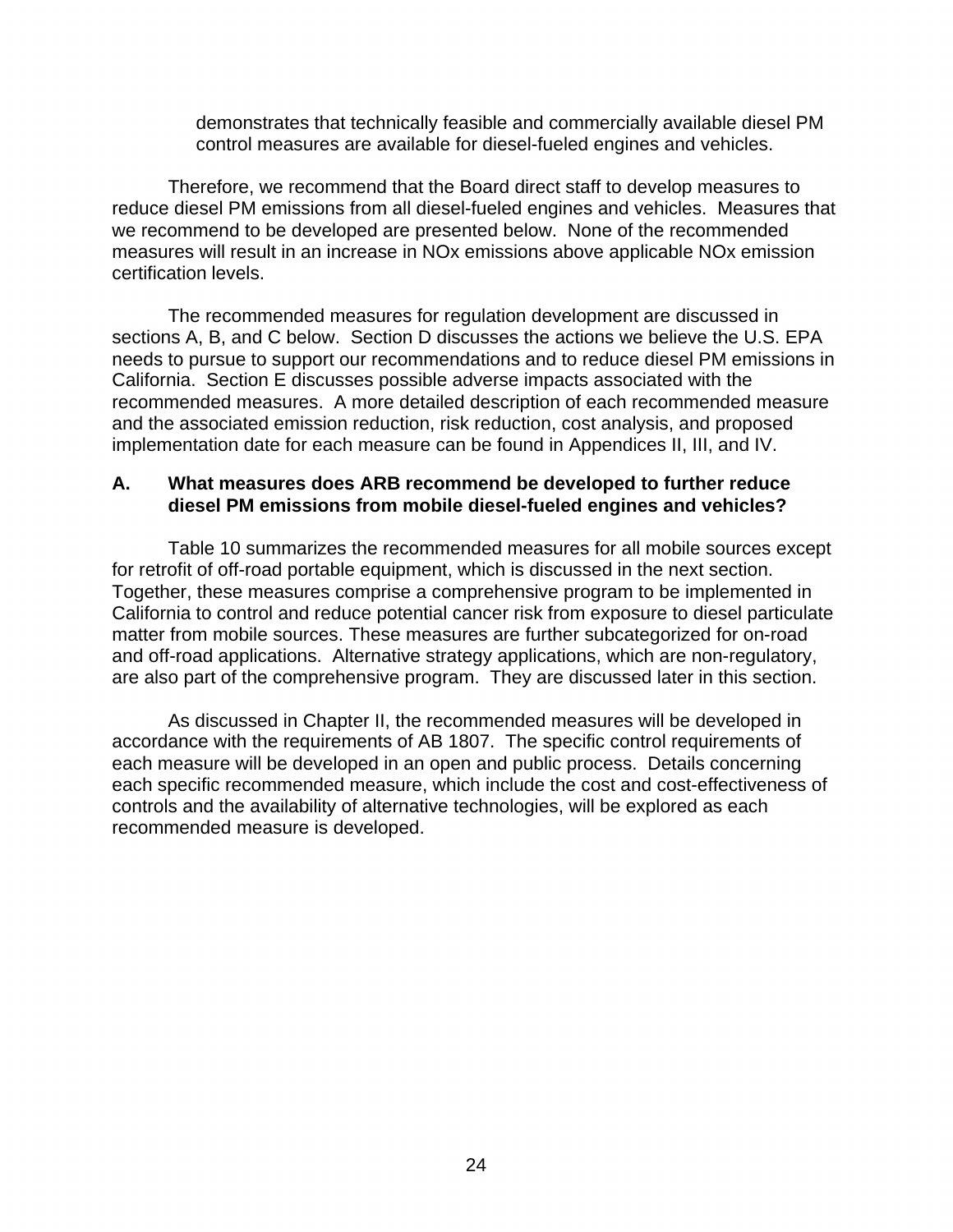demonstrates that technically feasible and commercially available diesel PM control measures are available for diesel-fueled engines and vehicles.

Therefore, we recommend that the Board direct staff to develop measures to reduce diesel PM emissions from all diesel-fueled engines and vehicles. Measures that we recommend to be developed are presented below. None of the recommended measures will result in an increase in NOx emissions above applicable NOx emission certification levels.

The recommended measures for regulation development are discussed in sections A, B, and C below. Section D discusses the actions we believe the U.S. EPA needs to pursue to support our recommendations and to reduce diesel PM emissions in California. Section E discusses possible adverse impacts associated with the recommended measures. A more detailed description of each recommended measure and the associated emission reduction, risk reduction, cost analysis, and proposed implementation date for each measure can be found in Appendices II, III, and IV.

## A. What measures does ARB recommend be developed to further reduce diesel PM emissions from mobile diesel-fueled engines and vehicles?

Table 10 summarizes the recommended measures for all mobile sources except for retrofit of off-road portable equipment, which is discussed in the next section. Together, these measures comprise a comprehensive program to be implemented in California to control and reduce potential cancer risk from exposure to diesel particulate matter from mobile sources. These measures are further subcategorized for on-road and off-road applications. Alternative strategy applications, which are non-regulatory, are also part of the comprehensive program. They are discussed later in this section.

As discussed in Chapter II, the recommended measures will be developed in accordance with the requirements of AB 1807. The specific control requirements of each measure will be developed in an open and public process. Details concerning each specific recommended measure, which include the cost and cost-effectiveness of controls and the availability of alternative technologies, will be explored as each recommended measure is developed.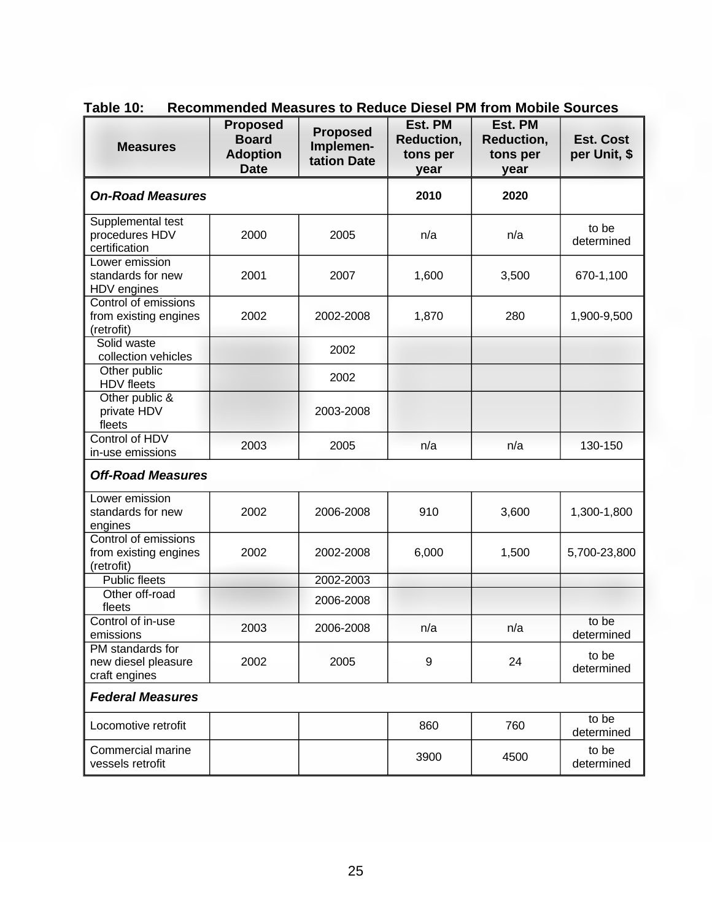**Table 10: Recommended Measures to Reduce Diesel PM from Mobile Sources**

| Measures | Proposed Board Adoption Date | Proposed Implemen-tation Date | Est. PM Reduction, tons per year | Est. PM Reduction, tons per year | Est. Cost per Unit, $ |
|---|---|---|---|---|---|
| ***On-Road Measures*** | | | **2010** | **2020** | |
| Supplemental test procedures HDV certification | 2000 | 2005 | n/a | n/a | to be determined |
| Lower emission standards for new HDV engines | 2001 | 2007 | 1,600 | 3,500 | 670-1,100 |
| Control of emissions from existing engines (retrofit) | 2002 | 2002-2008 | 1,870 | 280 | 1,900-9,500 |
| Solid waste collection vehicles | | 2002 | | | |
| Other public HDV fleets | | 2002 | | | |
| Other public & private HDV fleets | | 2003-2008 | | | |
| Control of HDV in-use emissions | 2003 | 2005 | n/a | n/a | 130-150 |
| ***Off-Road Measures*** | | | | | |
| Lower emission standards for new engines | 2002 | 2006-2008 | 910 | 3,600 | 1,300-1,800 |
| Control of emissions from existing engines (retrofit) | 2002 | 2002-2008 | 6,000 | 1,500 | 5,700-23,800 |
| Public fleets | | 2002-2003 | | | |
| Other off-road fleets | | 2006-2008 | | | |
| Control of in-use emissions | 2003 | 2006-2008 | n/a | n/a | to be determined |
| PM standards for new diesel pleasure craft engines | 2002 | 2005 | 9 | 24 | to be determined |
| ***Federal Measures*** | | | | | |
| Locomotive retrofit | | | 860 | 760 | to be determined |
| Commercial marine vessels retrofit | | | 3900 | 4500 | to be determined |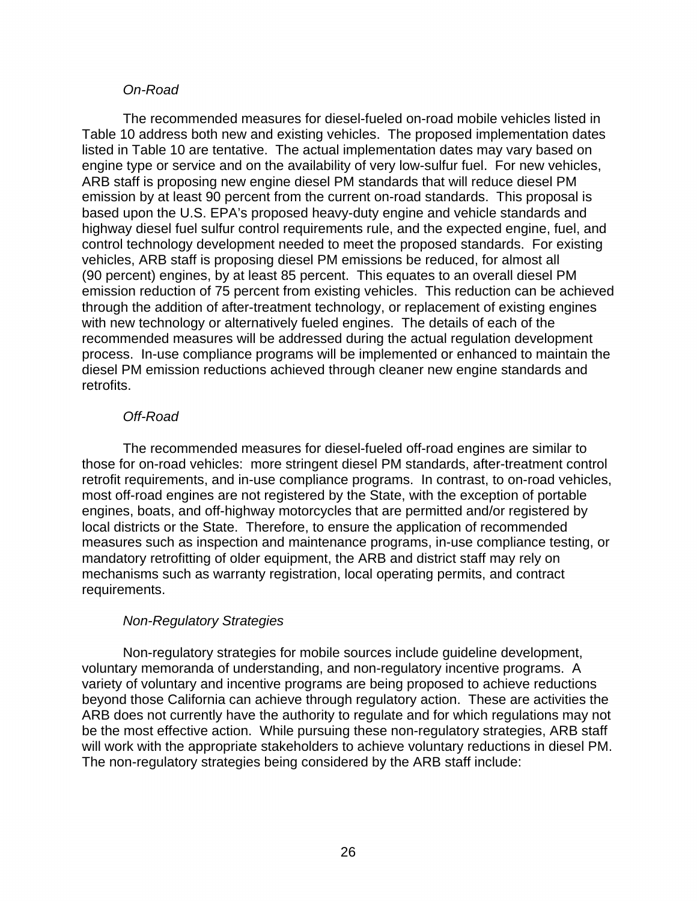*On-Road*

The recommended measures for diesel-fueled on-road mobile vehicles listed in Table 10 address both new and existing vehicles. The proposed implementation dates listed in Table 10 are tentative. The actual implementation dates may vary based on engine type or service and on the availability of very low-sulfur fuel. For new vehicles, ARB staff is proposing new engine diesel PM standards that will reduce diesel PM emission by at least 90 percent from the current on-road standards. This proposal is based upon the U.S. EPA's proposed heavy-duty engine and vehicle standards and highway diesel fuel sulfur control requirements rule, and the expected engine, fuel, and control technology development needed to meet the proposed standards. For existing vehicles, ARB staff is proposing diesel PM emissions be reduced, for almost all (90 percent) engines, by at least 85 percent. This equates to an overall diesel PM emission reduction of 75 percent from existing vehicles. This reduction can be achieved through the addition of after-treatment technology, or replacement of existing engines with new technology or alternatively fueled engines. The details of each of the recommended measures will be addressed during the actual regulation development process. In-use compliance programs will be implemented or enhanced to maintain the diesel PM emission reductions achieved through cleaner new engine standards and retrofits.

*Off-Road*

The recommended measures for diesel-fueled off-road engines are similar to those for on-road vehicles: more stringent diesel PM standards, after-treatment control retrofit requirements, and in-use compliance programs. In contrast, to on-road vehicles, most off-road engines are not registered by the State, with the exception of portable engines, boats, and off-highway motorcycles that are permitted and/or registered by local districts or the State. Therefore, to ensure the application of recommended measures such as inspection and maintenance programs, in-use compliance testing, or mandatory retrofitting of older equipment, the ARB and district staff may rely on mechanisms such as warranty registration, local operating permits, and contract requirements.

*Non-Regulatory Strategies*

Non-regulatory strategies for mobile sources include guideline development, voluntary memoranda of understanding, and non-regulatory incentive programs. A variety of voluntary and incentive programs are being proposed to achieve reductions beyond those California can achieve through regulatory action. These are activities the ARB does not currently have the authority to regulate and for which regulations may not be the most effective action. While pursuing these non-regulatory strategies, ARB staff will work with the appropriate stakeholders to achieve voluntary reductions in diesel PM. The non-regulatory strategies being considered by the ARB staff include: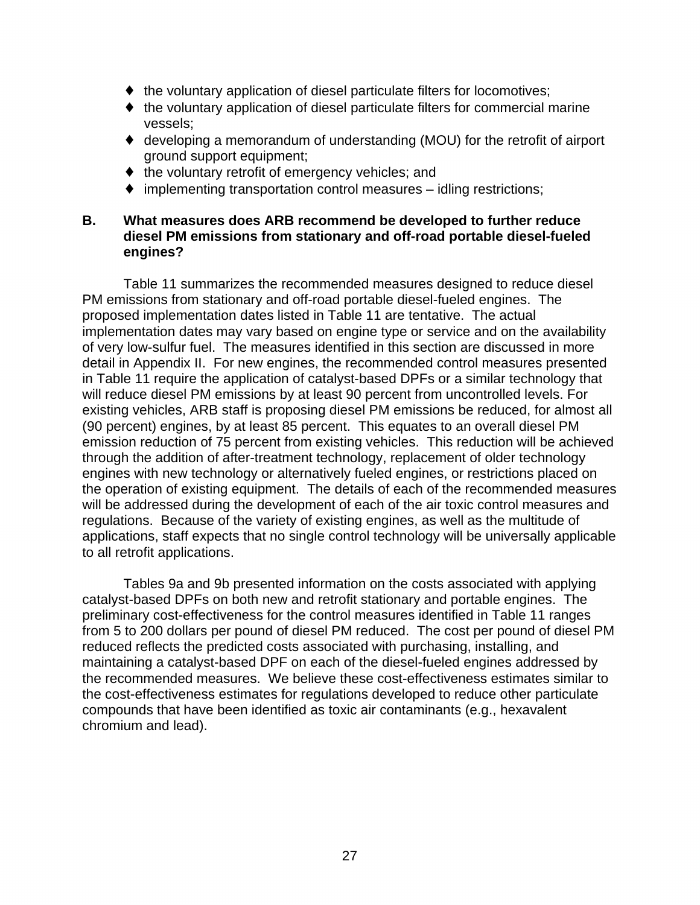- the voluntary application of diesel particulate filters for locomotives;
- the voluntary application of diesel particulate filters for commercial marine vessels;
- developing a memorandum of understanding (MOU) for the retrofit of airport ground support equipment;
- the voluntary retrofit of emergency vehicles; and
- implementing transportation control measures – idling restrictions;

### B. What measures does ARB recommend be developed to further reduce diesel PM emissions from stationary and off-road portable diesel-fueled engines?

Table 11 summarizes the recommended measures designed to reduce diesel PM emissions from stationary and off-road portable diesel-fueled engines. The proposed implementation dates listed in Table 11 are tentative. The actual implementation dates may vary based on engine type or service and on the availability of very low-sulfur fuel. The measures identified in this section are discussed in more detail in Appendix II. For new engines, the recommended control measures presented in Table 11 require the application of catalyst-based DPFs or a similar technology that will reduce diesel PM emissions by at least 90 percent from uncontrolled levels. For existing vehicles, ARB staff is proposing diesel PM emissions be reduced, for almost all (90 percent) engines, by at least 85 percent. This equates to an overall diesel PM emission reduction of 75 percent from existing vehicles. This reduction will be achieved through the addition of after-treatment technology, replacement of older technology engines with new technology or alternatively fueled engines, or restrictions placed on the operation of existing equipment. The details of each of the recommended measures will be addressed during the development of each of the air toxic control measures and regulations. Because of the variety of existing engines, as well as the multitude of applications, staff expects that no single control technology will be universally applicable to all retrofit applications.

Tables 9a and 9b presented information on the costs associated with applying catalyst-based DPFs on both new and retrofit stationary and portable engines. The preliminary cost-effectiveness for the control measures identified in Table 11 ranges from 5 to 200 dollars per pound of diesel PM reduced. The cost per pound of diesel PM reduced reflects the predicted costs associated with purchasing, installing, and maintaining a catalyst-based DPF on each of the diesel-fueled engines addressed by the recommended measures. We believe these cost-effectiveness estimates similar to the cost-effectiveness estimates for regulations developed to reduce other particulate compounds that have been identified as toxic air contaminants (e.g., hexavalent chromium and lead).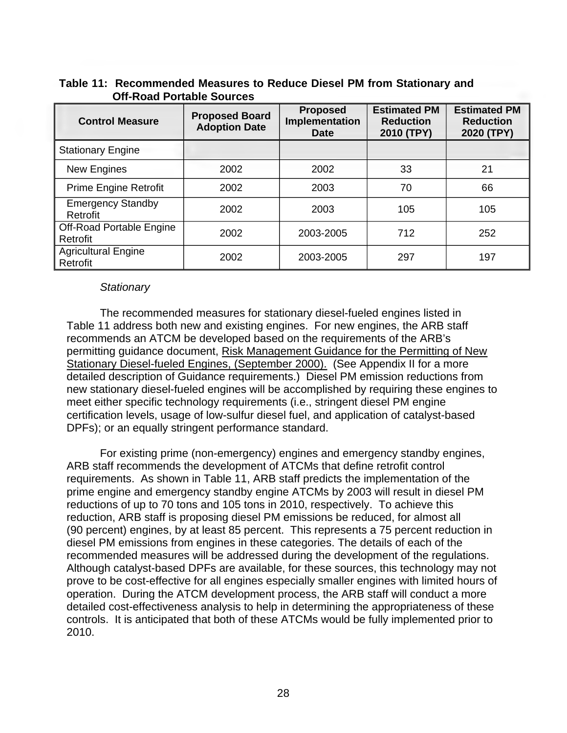**Table 11: Recommended Measures to Reduce Diesel PM from Stationary and Off-Road Portable Sources**

| Control Measure | Proposed Board Adoption Date | Proposed Implementation Date | Estimated PM Reduction 2010 (TPY) | Estimated PM Reduction 2020 (TPY) |
|---|---|---|---|---|
| Stationary Engine | | | | |
| New Engines | 2002 | 2002 | 33 | 21 |
| Prime Engine Retrofit | 2002 | 2003 | 70 | 66 |
| Emergency Standby Retrofit | 2002 | 2003 | 105 | 105 |
| Off-Road Portable Engine Retrofit | 2002 | 2003-2005 | 712 | 252 |
| Agricultural Engine Retrofit | 2002 | 2003-2005 | 297 | 197 |

*Stationary*

The recommended measures for stationary diesel-fueled engines listed in Table 11 address both new and existing engines. For new engines, the ARB staff recommends an ATCM be developed based on the requirements of the ARB's permitting guidance document, Risk Management Guidance for the Permitting of New Stationary Diesel-fueled Engines, (September 2000). (See Appendix II for a more detailed description of Guidance requirements.) Diesel PM emission reductions from new stationary diesel-fueled engines will be accomplished by requiring these engines to meet either specific technology requirements (i.e., stringent diesel PM engine certification levels, usage of low-sulfur diesel fuel, and application of catalyst-based DPFs); or an equally stringent performance standard.

For existing prime (non-emergency) engines and emergency standby engines, ARB staff recommends the development of ATCMs that define retrofit control requirements. As shown in Table 11, ARB staff predicts the implementation of the prime engine and emergency standby engine ATCMs by 2003 will result in diesel PM reductions of up to 70 tons and 105 tons in 2010, respectively. To achieve this reduction, ARB staff is proposing diesel PM emissions be reduced, for almost all (90 percent) engines, by at least 85 percent. This represents a 75 percent reduction in diesel PM emissions from engines in these categories. The details of each of the recommended measures will be addressed during the development of the regulations. Although catalyst-based DPFs are available, for these sources, this technology may not prove to be cost-effective for all engines especially smaller engines with limited hours of operation. During the ATCM development process, the ARB staff will conduct a more detailed cost-effectiveness analysis to help in determining the appropriateness of these controls. It is anticipated that both of these ATCMs would be fully implemented prior to 2010.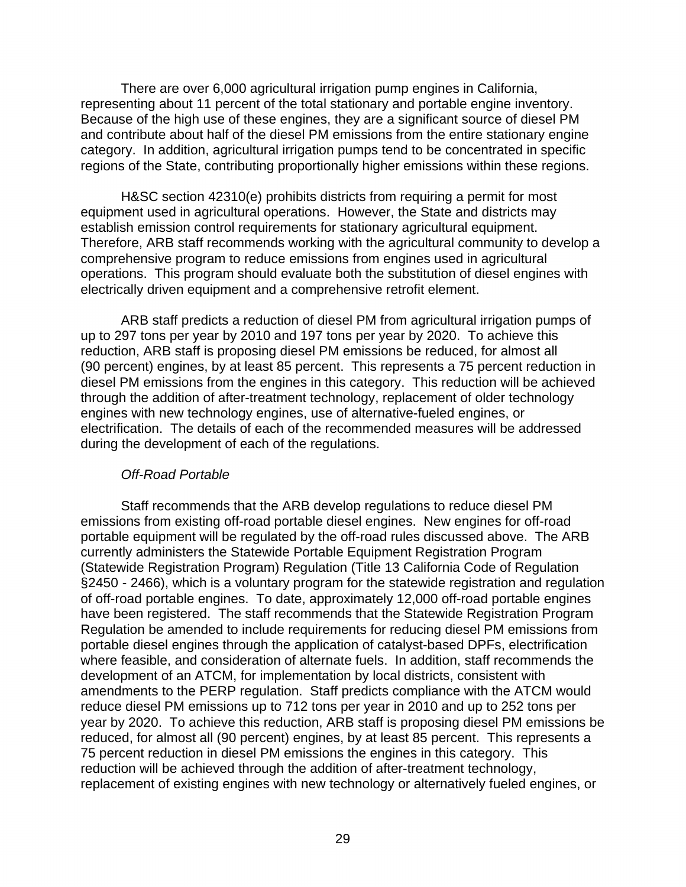There are over 6,000 agricultural irrigation pump engines in California, representing about 11 percent of the total stationary and portable engine inventory. Because of the high use of these engines, they are a significant source of diesel PM and contribute about half of the diesel PM emissions from the entire stationary engine category. In addition, agricultural irrigation pumps tend to be concentrated in specific regions of the State, contributing proportionally higher emissions within these regions.

H&SC section 42310(e) prohibits districts from requiring a permit for most equipment used in agricultural operations. However, the State and districts may establish emission control requirements for stationary agricultural equipment. Therefore, ARB staff recommends working with the agricultural community to develop a comprehensive program to reduce emissions from engines used in agricultural operations. This program should evaluate both the substitution of diesel engines with electrically driven equipment and a comprehensive retrofit element.

ARB staff predicts a reduction of diesel PM from agricultural irrigation pumps of up to 297 tons per year by 2010 and 197 tons per year by 2020. To achieve this reduction, ARB staff is proposing diesel PM emissions be reduced, for almost all (90 percent) engines, by at least 85 percent. This represents a 75 percent reduction in diesel PM emissions from the engines in this category. This reduction will be achieved through the addition of after-treatment technology, replacement of older technology engines with new technology engines, use of alternative-fueled engines, or electrification. The details of each of the recommended measures will be addressed during the development of each of the regulations.

*Off-Road Portable*

Staff recommends that the ARB develop regulations to reduce diesel PM emissions from existing off-road portable diesel engines. New engines for off-road portable equipment will be regulated by the off-road rules discussed above. The ARB currently administers the Statewide Portable Equipment Registration Program (Statewide Registration Program) Regulation (Title 13 California Code of Regulation §2450 - 2466), which is a voluntary program for the statewide registration and regulation of off-road portable engines. To date, approximately 12,000 off-road portable engines have been registered. The staff recommends that the Statewide Registration Program Regulation be amended to include requirements for reducing diesel PM emissions from portable diesel engines through the application of catalyst-based DPFs, electrification where feasible, and consideration of alternate fuels. In addition, staff recommends the development of an ATCM, for implementation by local districts, consistent with amendments to the PERP regulation. Staff predicts compliance with the ATCM would reduce diesel PM emissions up to 712 tons per year in 2010 and up to 252 tons per year by 2020. To achieve this reduction, ARB staff is proposing diesel PM emissions be reduced, for almost all (90 percent) engines, by at least 85 percent. This represents a 75 percent reduction in diesel PM emissions the engines in this category. This reduction will be achieved through the addition of after-treatment technology, replacement of existing engines with new technology or alternatively fueled engines, or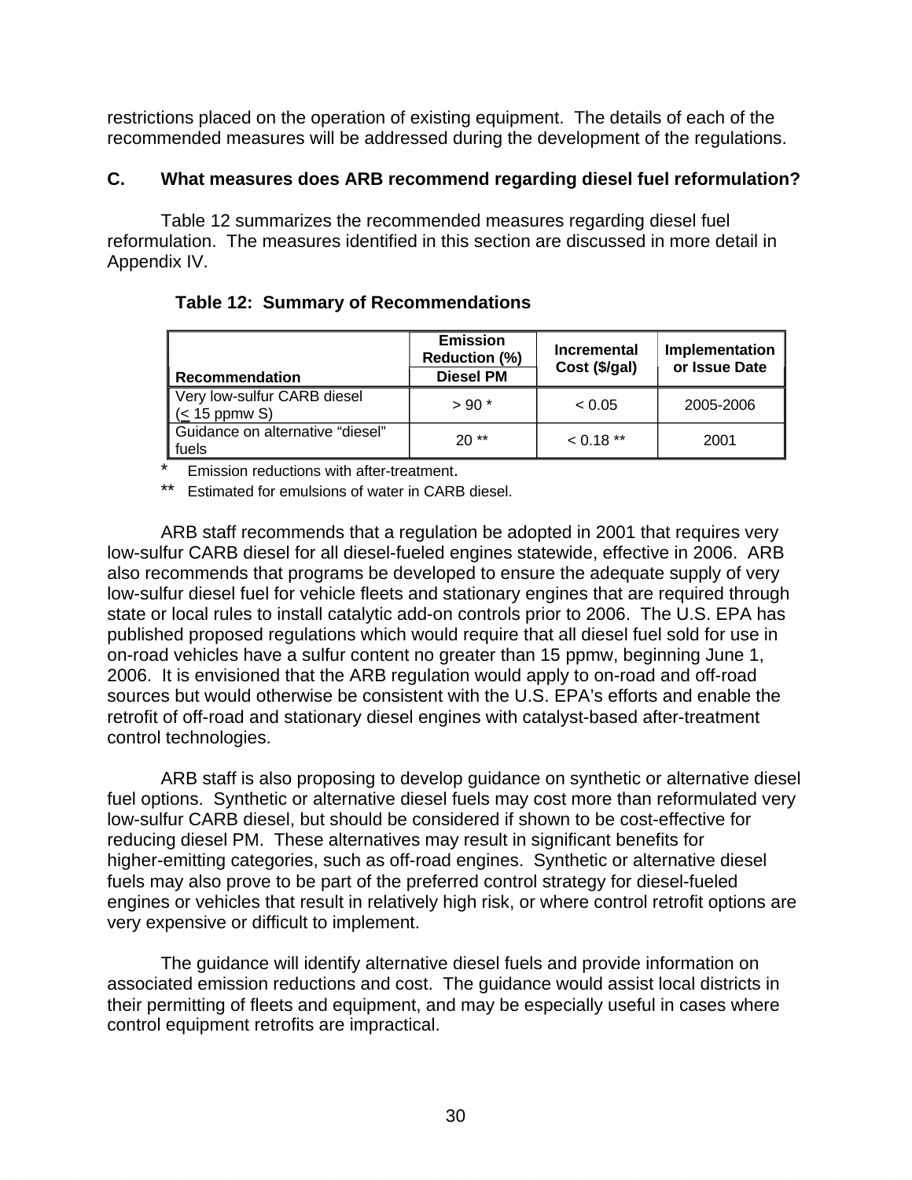restrictions placed on the operation of existing equipment. The details of each of the recommended measures will be addressed during the development of the regulations.

## C. What measures does ARB recommend regarding diesel fuel reformulation?

Table 12 summarizes the recommended measures regarding diesel fuel reformulation. The measures identified in this section are discussed in more detail in Appendix IV.

**Table 12: Summary of Recommendations**

| Recommendation | Emission Reduction (%) Diesel PM | Incremental Cost ($/gal) | Implementation or Issue Date |
|---|---|---|---|
| Very low-sulfur CARB diesel (≤ 15 ppmw S) | > 90 * | < 0.05 | 2005-2006 |
| Guidance on alternative "diesel" fuels | 20 ** | < 0.18 ** | 2001 |

\* Emission reductions with after-treatment.

\*\* Estimated for emulsions of water in CARB diesel.

ARB staff recommends that a regulation be adopted in 2001 that requires very low-sulfur CARB diesel for all diesel-fueled engines statewide, effective in 2006. ARB also recommends that programs be developed to ensure the adequate supply of very low-sulfur diesel fuel for vehicle fleets and stationary engines that are required through state or local rules to install catalytic add-on controls prior to 2006. The U.S. EPA has published proposed regulations which would require that all diesel fuel sold for use in on-road vehicles have a sulfur content no greater than 15 ppmw, beginning June 1, 2006. It is envisioned that the ARB regulation would apply to on-road and off-road sources but would otherwise be consistent with the U.S. EPA's efforts and enable the retrofit of off-road and stationary diesel engines with catalyst-based after-treatment control technologies.

ARB staff is also proposing to develop guidance on synthetic or alternative diesel fuel options. Synthetic or alternative diesel fuels may cost more than reformulated very low-sulfur CARB diesel, but should be considered if shown to be cost-effective for reducing diesel PM. These alternatives may result in significant benefits for higher-emitting categories, such as off-road engines. Synthetic or alternative diesel fuels may also prove to be part of the preferred control strategy for diesel-fueled engines or vehicles that result in relatively high risk, or where control retrofit options are very expensive or difficult to implement.

The guidance will identify alternative diesel fuels and provide information on associated emission reductions and cost. The guidance would assist local districts in their permitting of fleets and equipment, and may be especially useful in cases where control equipment retrofits are impractical.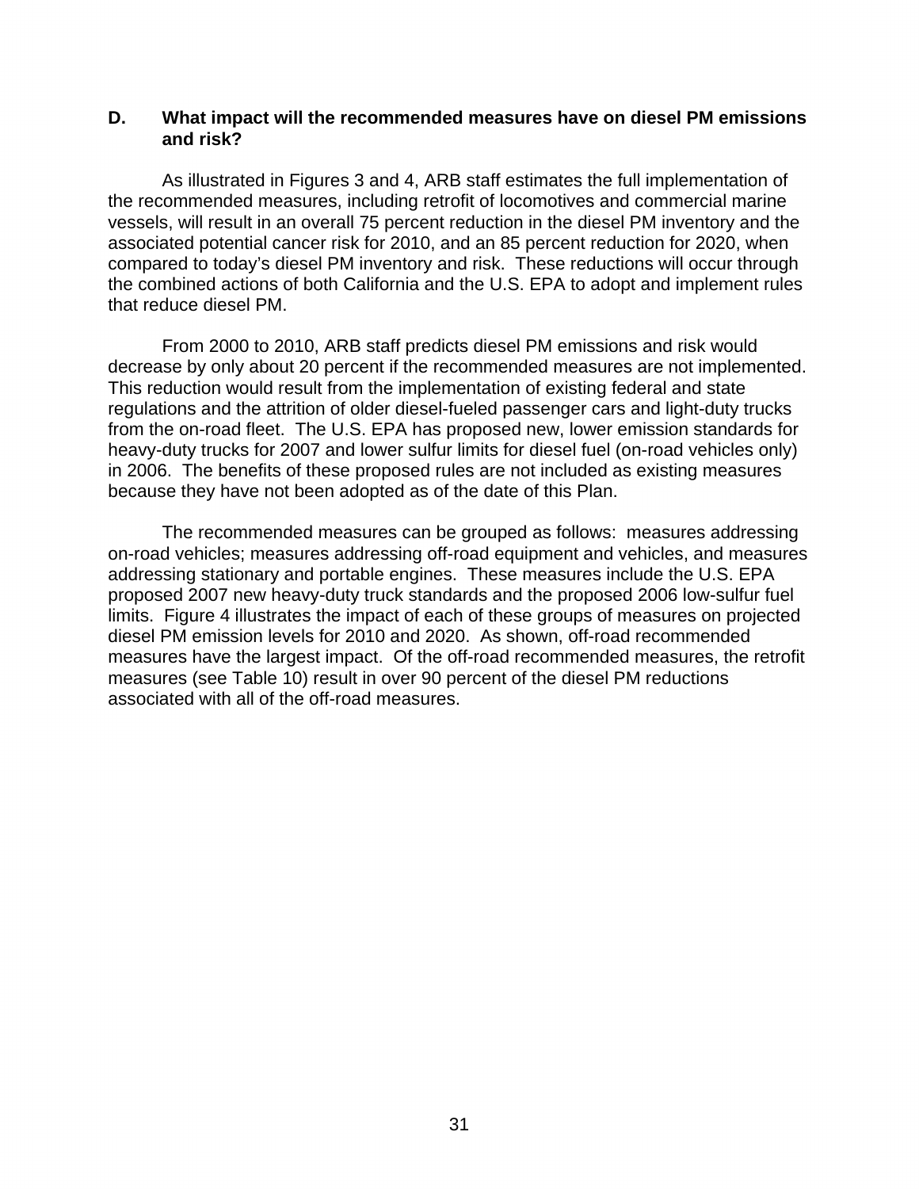## D. What impact will the recommended measures have on diesel PM emissions and risk?

As illustrated in Figures 3 and 4, ARB staff estimates the full implementation of the recommended measures, including retrofit of locomotives and commercial marine vessels, will result in an overall 75 percent reduction in the diesel PM inventory and the associated potential cancer risk for 2010, and an 85 percent reduction for 2020, when compared to today's diesel PM inventory and risk. These reductions will occur through the combined actions of both California and the U.S. EPA to adopt and implement rules that reduce diesel PM.

From 2000 to 2010, ARB staff predicts diesel PM emissions and risk would decrease by only about 20 percent if the recommended measures are not implemented. This reduction would result from the implementation of existing federal and state regulations and the attrition of older diesel-fueled passenger cars and light-duty trucks from the on-road fleet. The U.S. EPA has proposed new, lower emission standards for heavy-duty trucks for 2007 and lower sulfur limits for diesel fuel (on-road vehicles only) in 2006. The benefits of these proposed rules are not included as existing measures because they have not been adopted as of the date of this Plan.

The recommended measures can be grouped as follows: measures addressing on-road vehicles; measures addressing off-road equipment and vehicles, and measures addressing stationary and portable engines. These measures include the U.S. EPA proposed 2007 new heavy-duty truck standards and the proposed 2006 low-sulfur fuel limits. Figure 4 illustrates the impact of each of these groups of measures on projected diesel PM emission levels for 2010 and 2020. As shown, off-road recommended measures have the largest impact. Of the off-road recommended measures, the retrofit measures (see Table 10) result in over 90 percent of the diesel PM reductions associated with all of the off-road measures.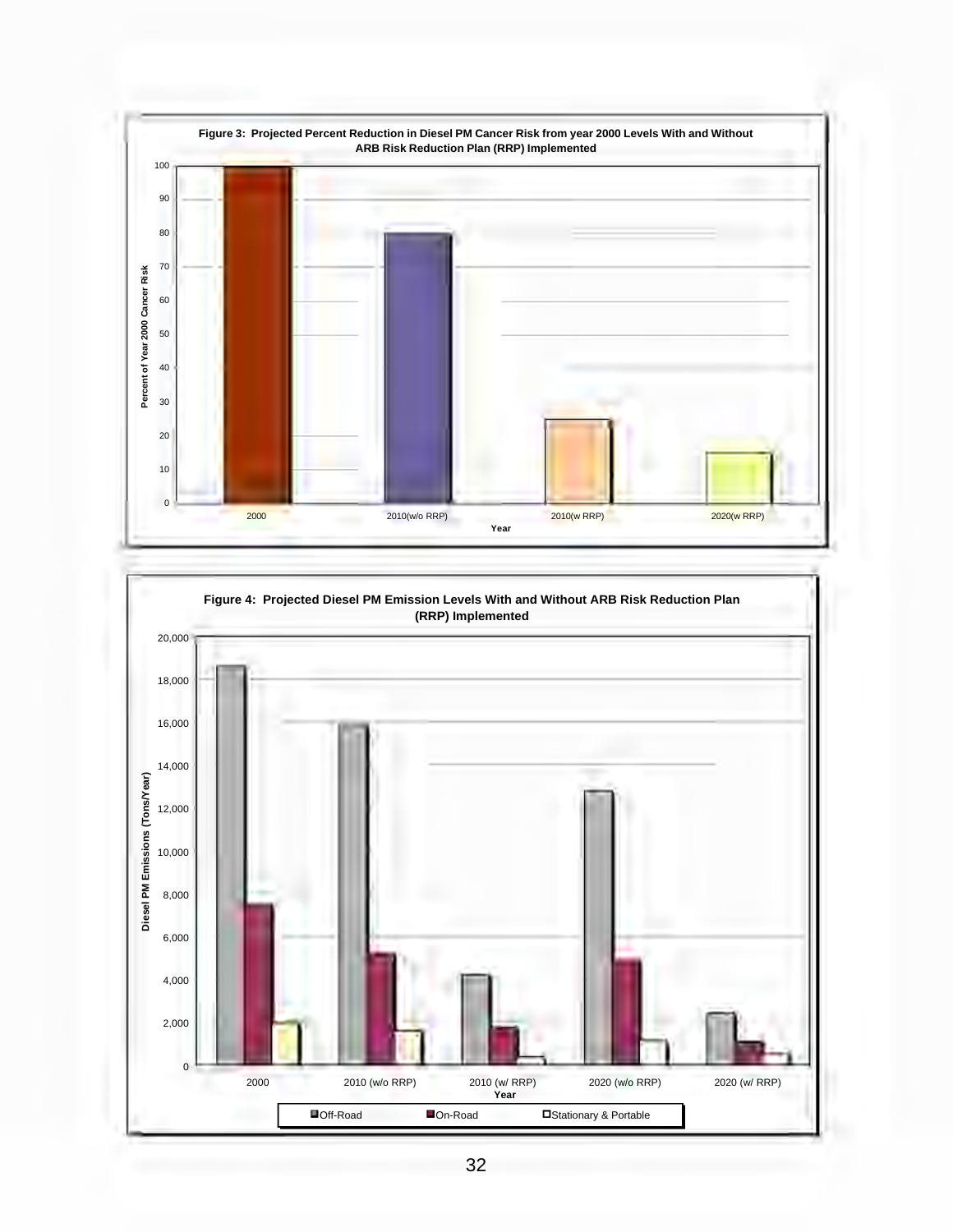**Figure 3: Projected Percent Reduction in Diesel PM Cancer Risk from year 2000 Levels With and Without ARB Risk Reduction Plan (RRP) Implemented**

| Year | Percent of Year 2000 Cancer Risk |
|---|---|
| 2000 | 100 |
| 2010(w/o RRP) | 80 |
| 2010(w RRP) | 25 |
| 2020(w RRP) | 15 |

**Figure 4: Projected Diesel PM Emission Levels With and Without ARB Risk Reduction Plan (RRP) Implemented**

Diesel PM Emissions (Tons/Year) by Year (approximate values read from chart):

| Year | Off-Road | On-Road | Stationary & Portable |
|---|---|---|---|
| 2000 | ~18,700 | ~7,500 | ~2,000 |
| 2010 (w/o RRP) | ~16,000 | ~5,200 | ~1,600 |
| 2010 (w/ RRP) | ~4,200 | ~1,800 | ~400 |
| 2020 (w/o RRP) | ~12,800 | ~5,000 | ~1,100 |
| 2020 (w/ RRP) | ~2,400 | ~1,000 | ~600 |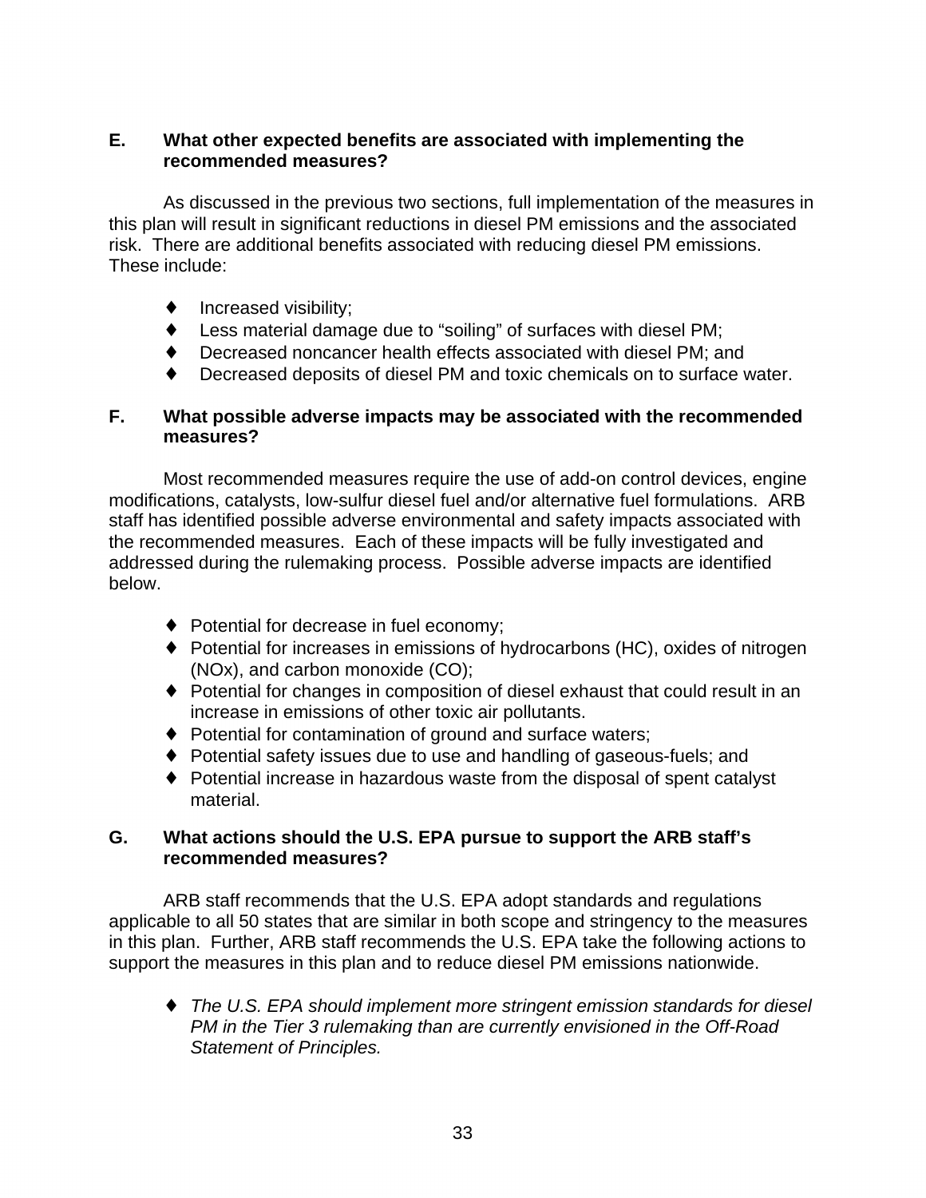### E. What other expected benefits are associated with implementing the recommended measures?

As discussed in the previous two sections, full implementation of the measures in this plan will result in significant reductions in diesel PM emissions and the associated risk. There are additional benefits associated with reducing diesel PM emissions. These include:

- Increased visibility;
- Less material damage due to "soiling" of surfaces with diesel PM;
- Decreased noncancer health effects associated with diesel PM; and
- Decreased deposits of diesel PM and toxic chemicals on to surface water.

### F. What possible adverse impacts may be associated with the recommended measures?

Most recommended measures require the use of add-on control devices, engine modifications, catalysts, low-sulfur diesel fuel and/or alternative fuel formulations. ARB staff has identified possible adverse environmental and safety impacts associated with the recommended measures. Each of these impacts will be fully investigated and addressed during the rulemaking process. Possible adverse impacts are identified below.

- Potential for decrease in fuel economy;
- Potential for increases in emissions of hydrocarbons (HC), oxides of nitrogen (NOx), and carbon monoxide (CO);
- Potential for changes in composition of diesel exhaust that could result in an increase in emissions of other toxic air pollutants.
- Potential for contamination of ground and surface waters;
- Potential safety issues due to use and handling of gaseous-fuels; and
- Potential increase in hazardous waste from the disposal of spent catalyst material.

### G. What actions should the U.S. EPA pursue to support the ARB staff's recommended measures?

ARB staff recommends that the U.S. EPA adopt standards and regulations applicable to all 50 states that are similar in both scope and stringency to the measures in this plan. Further, ARB staff recommends the U.S. EPA take the following actions to support the measures in this plan and to reduce diesel PM emissions nationwide.

- *The U.S. EPA should implement more stringent emission standards for diesel PM in the Tier 3 rulemaking than are currently envisioned in the Off-Road Statement of Principles.*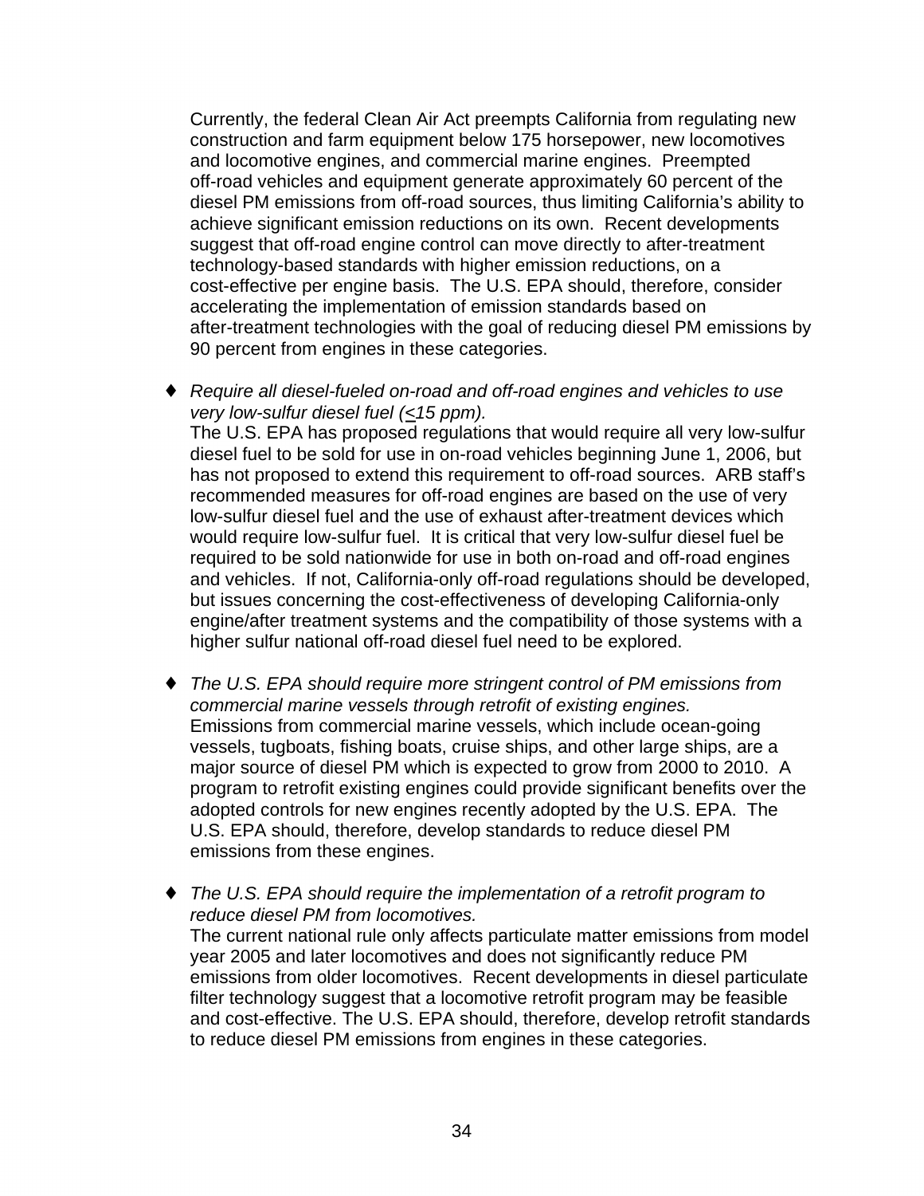Currently, the federal Clean Air Act preempts California from regulating new construction and farm equipment below 175 horsepower, new locomotives and locomotive engines, and commercial marine engines. Preempted off-road vehicles and equipment generate approximately 60 percent of the diesel PM emissions from off-road sources, thus limiting California's ability to achieve significant emission reductions on its own. Recent developments suggest that off-road engine control can move directly to after-treatment technology-based standards with higher emission reductions, on a cost-effective per engine basis. The U.S. EPA should, therefore, consider accelerating the implementation of emission standards based on after-treatment technologies with the goal of reducing diesel PM emissions by 90 percent from engines in these categories.

- *Require all diesel-fueled on-road and off-road engines and vehicles to use very low-sulfur diesel fuel (≤15 ppm).*
  The U.S. EPA has proposed regulations that would require all very low-sulfur diesel fuel to be sold for use in on-road vehicles beginning June 1, 2006, but has not proposed to extend this requirement to off-road sources. ARB staff's recommended measures for off-road engines are based on the use of very low-sulfur diesel fuel and the use of exhaust after-treatment devices which would require low-sulfur fuel. It is critical that very low-sulfur diesel fuel be required to be sold nationwide for use in both on-road and off-road engines and vehicles. If not, California-only off-road regulations should be developed, but issues concerning the cost-effectiveness of developing California-only engine/after treatment systems and the compatibility of those systems with a higher sulfur national off-road diesel fuel need to be explored.

- *The U.S. EPA should require more stringent control of PM emissions from commercial marine vessels through retrofit of existing engines.*
  Emissions from commercial marine vessels, which include ocean-going vessels, tugboats, fishing boats, cruise ships, and other large ships, are a major source of diesel PM which is expected to grow from 2000 to 2010. A program to retrofit existing engines could provide significant benefits over the adopted controls for new engines recently adopted by the U.S. EPA. The U.S. EPA should, therefore, develop standards to reduce diesel PM emissions from these engines.

- *The U.S. EPA should require the implementation of a retrofit program to reduce diesel PM from locomotives.*
  The current national rule only affects particulate matter emissions from model year 2005 and later locomotives and does not significantly reduce PM emissions from older locomotives. Recent developments in diesel particulate filter technology suggest that a locomotive retrofit program may be feasible and cost-effective. The U.S. EPA should, therefore, develop retrofit standards to reduce diesel PM emissions from engines in these categories.